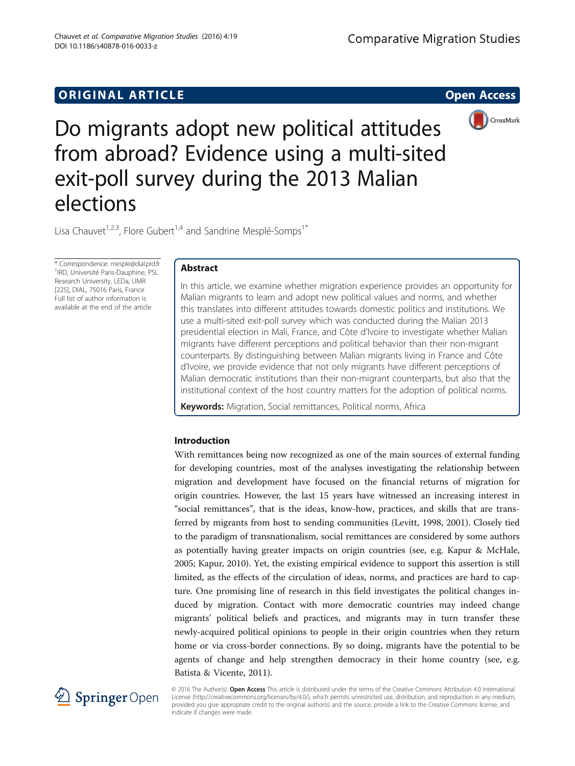ORIGINAL ARTICLE

Open Access

# Do migrants adopt new political attitudes from abroad? Evidence using a multi-sited exit-poll survey during the 2013 Malian elections

Lisa Chauvet[1,2,3], Flore Gubert[1,4] and Sandrine Mesplé-Somps[1*]

\* Correspondence: mesple@dial.prd.fr
[1]IRD, Université Paris-Dauphine, PSL Research University, LEDa, UMR [225], DIAL, 75016 Paris, France
Full list of author information is available at the end of the article

## Abstract

In this article, we examine whether migration experience provides an opportunity for Malian migrants to learn and adopt new political values and norms, and whether this translates into different attitudes towards domestic politics and institutions. We use a multi-sited exit-poll survey which was conducted during the Malian 2013 presidential election in Mali, France, and Côte d'Ivoire to investigate whether Malian migrants have different perceptions and political behavior than their non-migrant counterparts. By distinguishing between Malian migrants living in France and Côte d'Ivoire, we provide evidence that not only migrants have different perceptions of Malian democratic institutions than their non-migrant counterparts, but also that the institutional context of the host country matters for the adoption of political norms.

**Keywords:** Migration, Social remittances, Political norms, Africa

## Introduction

With remittances being now recognized as one of the main sources of external funding for developing countries, most of the analyses investigating the relationship between migration and development have focused on the financial returns of migration for origin countries. However, the last 15 years have witnessed an increasing interest in "social remittances", that is the ideas, know-how, practices, and skills that are transferred by migrants from host to sending communities (Levitt, 1998, 2001). Closely tied to the paradigm of transnationalism, social remittances are considered by some authors as potentially having greater impacts on origin countries (see, e.g. Kapur & McHale, 2005; Kapur, 2010). Yet, the existing empirical evidence to support this assertion is still limited, as the effects of the circulation of ideas, norms, and practices are hard to capture. One promising line of research in this field investigates the political changes induced by migration. Contact with more democratic countries may indeed change migrants' political beliefs and practices, and migrants may in turn transfer these newly-acquired political opinions to people in their origin countries when they return home or via cross-border connections. By so doing, migrants have the potential to be agents of change and help strengthen democracy in their home country (see, e.g. Batista & Vicente, 2011).

© 2016 The Author(s). **Open Access** This article is distributed under the terms of the Creative Commons Attribution 4.0 International License (http://creativecommons.org/licenses/by/4.0/), which permits unrestricted use, distribution, and reproduction in any medium, provided you give appropriate credit to the original author(s) and the source, provide a link to the Creative Commons license, and indicate if changes were made.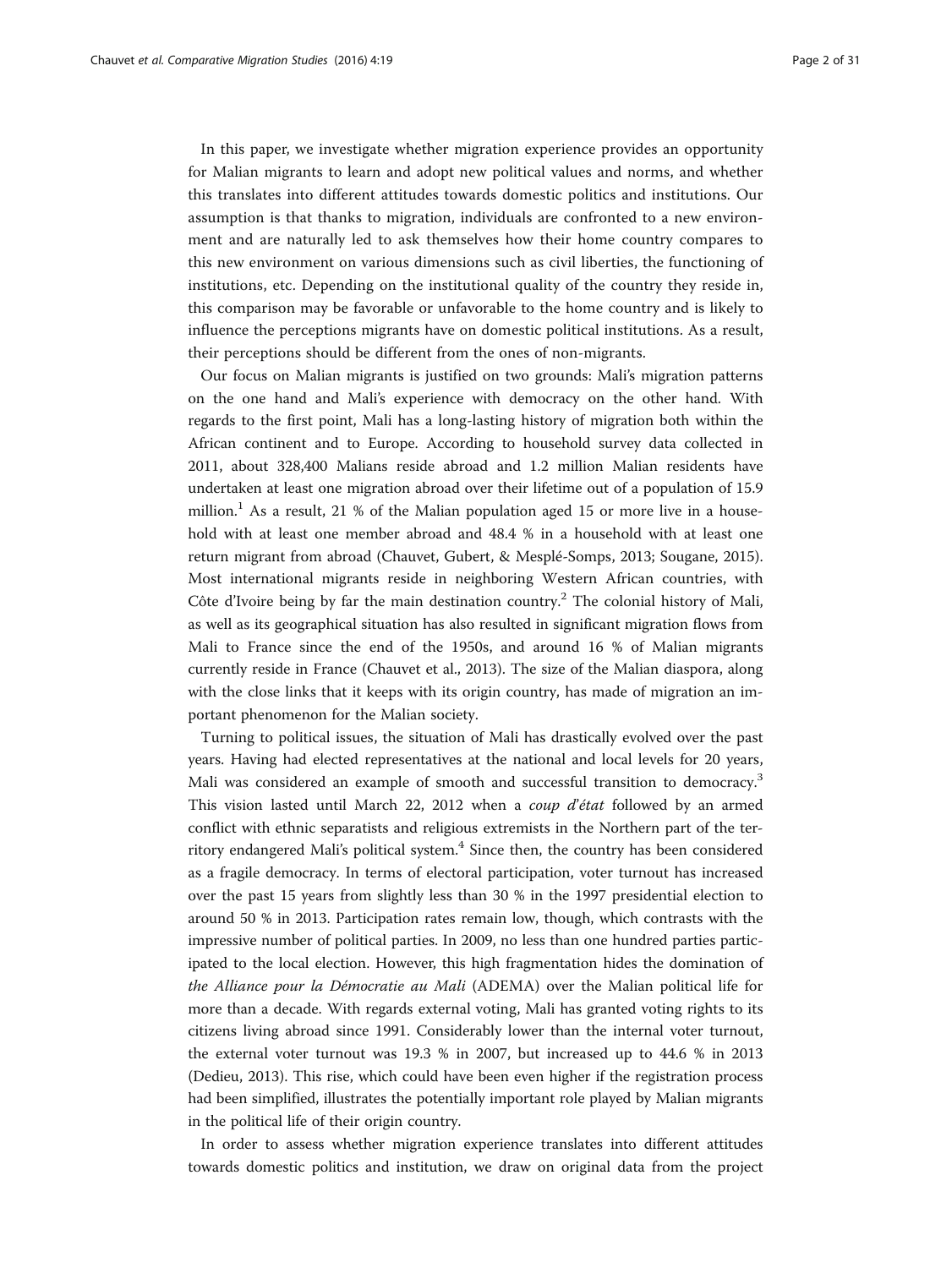In this paper, we investigate whether migration experience provides an opportunity for Malian migrants to learn and adopt new political values and norms, and whether this translates into different attitudes towards domestic politics and institutions. Our assumption is that thanks to migration, individuals are confronted to a new environment and are naturally led to ask themselves how their home country compares to this new environment on various dimensions such as civil liberties, the functioning of institutions, etc. Depending on the institutional quality of the country they reside in, this comparison may be favorable or unfavorable to the home country and is likely to influence the perceptions migrants have on domestic political institutions. As a result, their perceptions should be different from the ones of non-migrants.

Our focus on Malian migrants is justified on two grounds: Mali's migration patterns on the one hand and Mali's experience with democracy on the other hand. With regards to the first point, Mali has a long-lasting history of migration both within the African continent and to Europe. According to household survey data collected in 2011, about 328,400 Malians reside abroad and 1.2 million Malian residents have undertaken at least one migration abroad over their lifetime out of a population of 15.9 million.[1] As a result, 21 % of the Malian population aged 15 or more live in a household with at least one member abroad and 48.4 % in a household with at least one return migrant from abroad (Chauvet, Gubert, & Mesplé-Somps, 2013; Sougane, 2015). Most international migrants reside in neighboring Western African countries, with Côte d'Ivoire being by far the main destination country.[2] The colonial history of Mali, as well as its geographical situation has also resulted in significant migration flows from Mali to France since the end of the 1950s, and around 16 % of Malian migrants currently reside in France (Chauvet et al., 2013). The size of the Malian diaspora, along with the close links that it keeps with its origin country, has made of migration an important phenomenon for the Malian society.

Turning to political issues, the situation of Mali has drastically evolved over the past years. Having had elected representatives at the national and local levels for 20 years, Mali was considered an example of smooth and successful transition to democracy.[3] This vision lasted until March 22, 2012 when a *coup d'état* followed by an armed conflict with ethnic separatists and religious extremists in the Northern part of the territory endangered Mali's political system.[4] Since then, the country has been considered as a fragile democracy. In terms of electoral participation, voter turnout has increased over the past 15 years from slightly less than 30 % in the 1997 presidential election to around 50 % in 2013. Participation rates remain low, though, which contrasts with the impressive number of political parties. In 2009, no less than one hundred parties participated to the local election. However, this high fragmentation hides the domination of *the Alliance pour la Démocratie au Mali* (ADEMA) over the Malian political life for more than a decade. With regards external voting, Mali has granted voting rights to its citizens living abroad since 1991. Considerably lower than the internal voter turnout, the external voter turnout was 19.3 % in 2007, but increased up to 44.6 % in 2013 (Dedieu, 2013). This rise, which could have been even higher if the registration process had been simplified, illustrates the potentially important role played by Malian migrants in the political life of their origin country.

In order to assess whether migration experience translates into different attitudes towards domestic politics and institution, we draw on original data from the project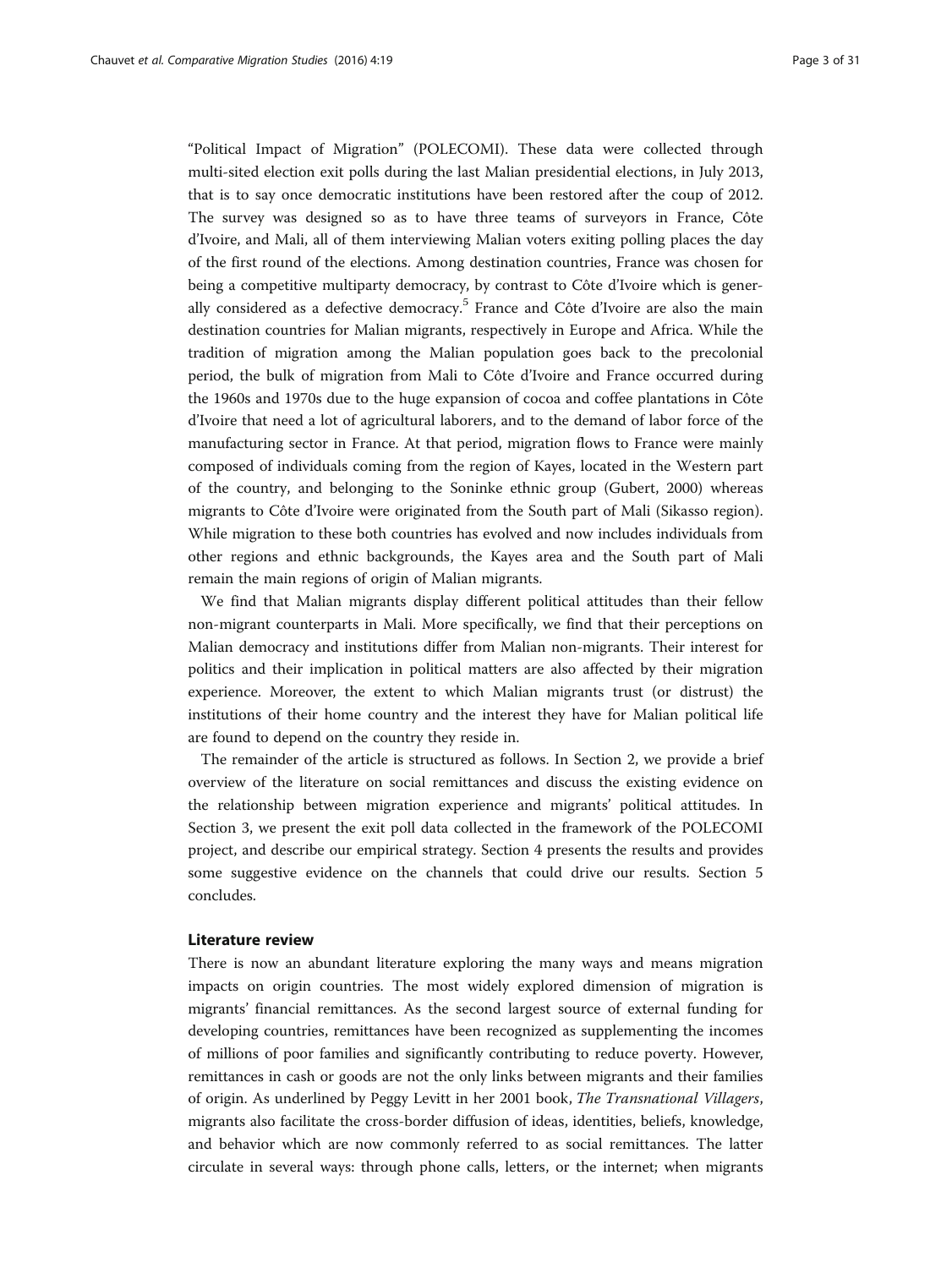"Political Impact of Migration" (POLECOMI). These data were collected through multi-sited election exit polls during the last Malian presidential elections, in July 2013, that is to say once democratic institutions have been restored after the coup of 2012. The survey was designed so as to have three teams of surveyors in France, Côte d'Ivoire, and Mali, all of them interviewing Malian voters exiting polling places the day of the first round of the elections. Among destination countries, France was chosen for being a competitive multiparty democracy, by contrast to Côte d'Ivoire which is generally considered as a defective democracy.[5] France and Côte d'Ivoire are also the main destination countries for Malian migrants, respectively in Europe and Africa. While the tradition of migration among the Malian population goes back to the precolonial period, the bulk of migration from Mali to Côte d'Ivoire and France occurred during the 1960s and 1970s due to the huge expansion of cocoa and coffee plantations in Côte d'Ivoire that need a lot of agricultural laborers, and to the demand of labor force of the manufacturing sector in France. At that period, migration flows to France were mainly composed of individuals coming from the region of Kayes, located in the Western part of the country, and belonging to the Soninke ethnic group (Gubert, 2000) whereas migrants to Côte d'Ivoire were originated from the South part of Mali (Sikasso region). While migration to these both countries has evolved and now includes individuals from other regions and ethnic backgrounds, the Kayes area and the South part of Mali remain the main regions of origin of Malian migrants.

We find that Malian migrants display different political attitudes than their fellow non-migrant counterparts in Mali. More specifically, we find that their perceptions on Malian democracy and institutions differ from Malian non-migrants. Their interest for politics and their implication in political matters are also affected by their migration experience. Moreover, the extent to which Malian migrants trust (or distrust) the institutions of their home country and the interest they have for Malian political life are found to depend on the country they reside in.

The remainder of the article is structured as follows. In Section 2, we provide a brief overview of the literature on social remittances and discuss the existing evidence on the relationship between migration experience and migrants' political attitudes. In Section 3, we present the exit poll data collected in the framework of the POLECOMI project, and describe our empirical strategy. Section 4 presents the results and provides some suggestive evidence on the channels that could drive our results. Section 5 concludes.

## Literature review

There is now an abundant literature exploring the many ways and means migration impacts on origin countries. The most widely explored dimension of migration is migrants' financial remittances. As the second largest source of external funding for developing countries, remittances have been recognized as supplementing the incomes of millions of poor families and significantly contributing to reduce poverty. However, remittances in cash or goods are not the only links between migrants and their families of origin. As underlined by Peggy Levitt in her 2001 book, *The Transnational Villagers*, migrants also facilitate the cross-border diffusion of ideas, identities, beliefs, knowledge, and behavior which are now commonly referred to as social remittances. The latter circulate in several ways: through phone calls, letters, or the internet; when migrants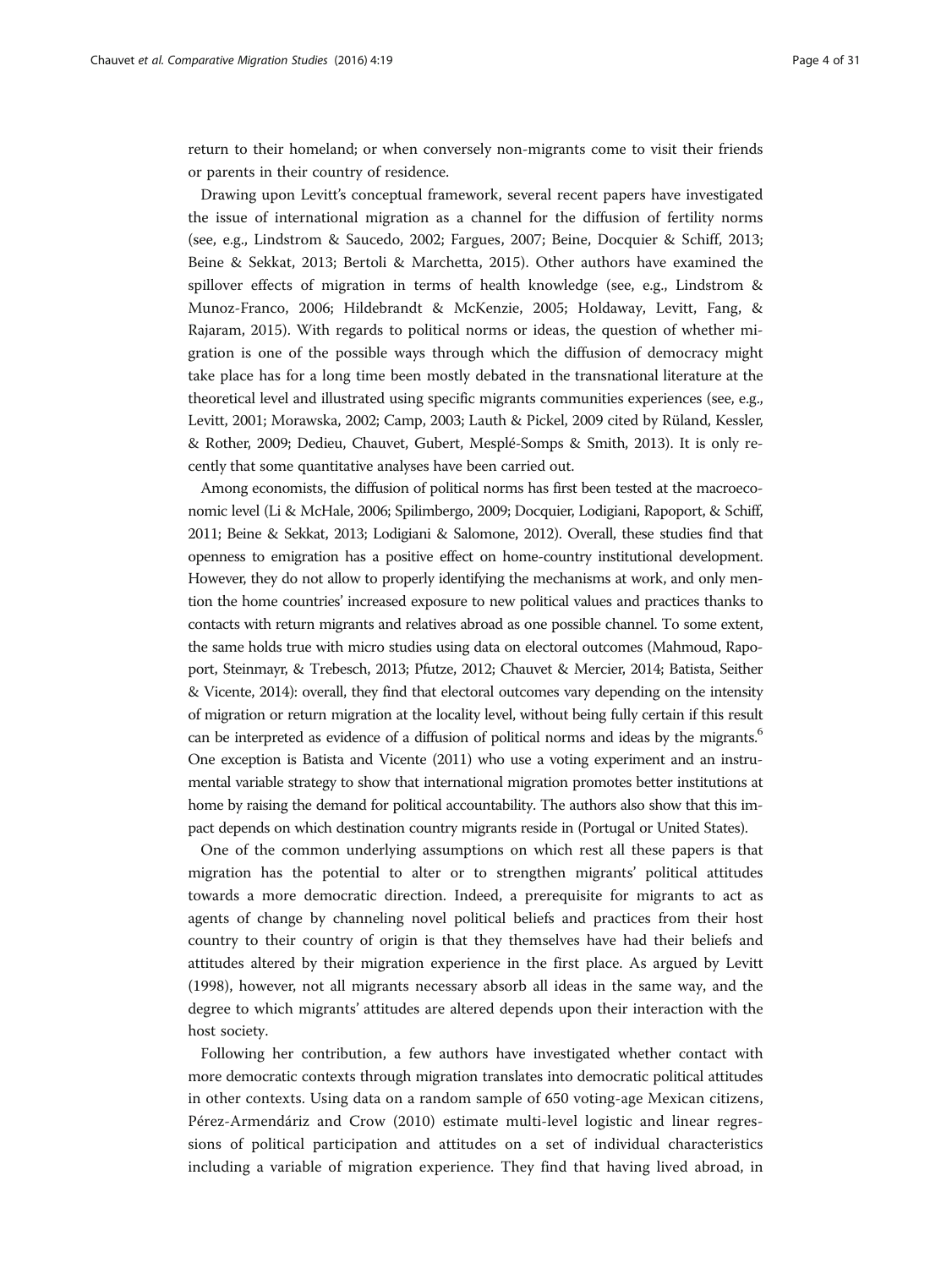return to their homeland; or when conversely non-migrants come to visit their friends or parents in their country of residence.

Drawing upon Levitt's conceptual framework, several recent papers have investigated the issue of international migration as a channel for the diffusion of fertility norms (see, e.g., Lindstrom & Saucedo, 2002; Fargues, 2007; Beine, Docquier & Schiff, 2013; Beine & Sekkat, 2013; Bertoli & Marchetta, 2015). Other authors have examined the spillover effects of migration in terms of health knowledge (see, e.g., Lindstrom & Munoz-Franco, 2006; Hildebrandt & McKenzie, 2005; Holdaway, Levitt, Fang, & Rajaram, 2015). With regards to political norms or ideas, the question of whether migration is one of the possible ways through which the diffusion of democracy might take place has for a long time been mostly debated in the transnational literature at the theoretical level and illustrated using specific migrants communities experiences (see, e.g., Levitt, 2001; Morawska, 2002; Camp, 2003; Lauth & Pickel, 2009 cited by Rüland, Kessler, & Rother, 2009; Dedieu, Chauvet, Gubert, Mesplé-Somps & Smith, 2013). It is only recently that some quantitative analyses have been carried out.

Among economists, the diffusion of political norms has first been tested at the macroeconomic level (Li & McHale, 2006; Spilimbergo, 2009; Docquier, Lodigiani, Rapoport, & Schiff, 2011; Beine & Sekkat, 2013; Lodigiani & Salomone, 2012). Overall, these studies find that openness to emigration has a positive effect on home-country institutional development. However, they do not allow to properly identifying the mechanisms at work, and only mention the home countries' increased exposure to new political values and practices thanks to contacts with return migrants and relatives abroad as one possible channel. To some extent, the same holds true with micro studies using data on electoral outcomes (Mahmoud, Rapoport, Steinmayr, & Trebesch, 2013; Pfutze, 2012; Chauvet & Mercier, 2014; Batista, Seither & Vicente, 2014): overall, they find that electoral outcomes vary depending on the intensity of migration or return migration at the locality level, without being fully certain if this result can be interpreted as evidence of a diffusion of political norms and ideas by the migrants.[6] One exception is Batista and Vicente (2011) who use a voting experiment and an instrumental variable strategy to show that international migration promotes better institutions at home by raising the demand for political accountability. The authors also show that this impact depends on which destination country migrants reside in (Portugal or United States).

One of the common underlying assumptions on which rest all these papers is that migration has the potential to alter or to strengthen migrants' political attitudes towards a more democratic direction. Indeed, a prerequisite for migrants to act as agents of change by channeling novel political beliefs and practices from their host country to their country of origin is that they themselves have had their beliefs and attitudes altered by their migration experience in the first place. As argued by Levitt (1998), however, not all migrants necessary absorb all ideas in the same way, and the degree to which migrants' attitudes are altered depends upon their interaction with the host society.

Following her contribution, a few authors have investigated whether contact with more democratic contexts through migration translates into democratic political attitudes in other contexts. Using data on a random sample of 650 voting-age Mexican citizens, Pérez-Armendáriz and Crow (2010) estimate multi-level logistic and linear regressions of political participation and attitudes on a set of individual characteristics including a variable of migration experience. They find that having lived abroad, in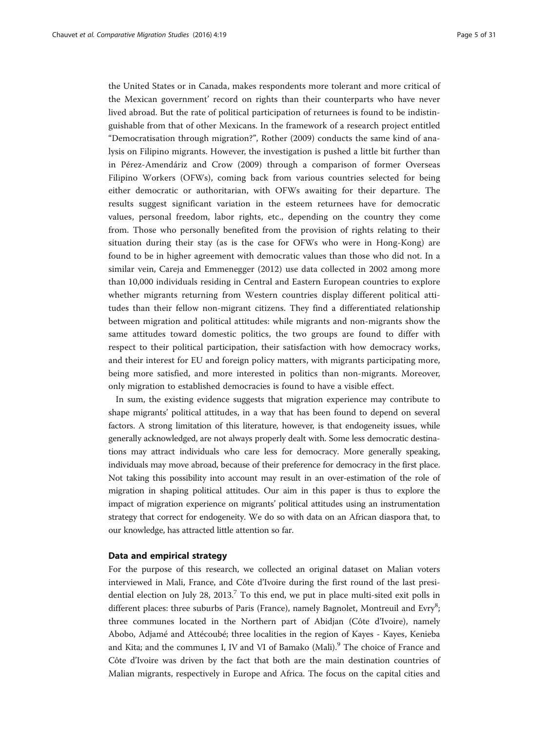the United States or in Canada, makes respondents more tolerant and more critical of the Mexican government' record on rights than their counterparts who have never lived abroad. But the rate of political participation of returnees is found to be indistinguishable from that of other Mexicans. In the framework of a research project entitled "Democratisation through migration?", Rother (2009) conducts the same kind of analysis on Filipino migrants. However, the investigation is pushed a little bit further than in Pérez-Amendáriz and Crow (2009) through a comparison of former Overseas Filipino Workers (OFWs), coming back from various countries selected for being either democratic or authoritarian, with OFWs awaiting for their departure. The results suggest significant variation in the esteem returnees have for democratic values, personal freedom, labor rights, etc., depending on the country they come from. Those who personally benefited from the provision of rights relating to their situation during their stay (as is the case for OFWs who were in Hong-Kong) are found to be in higher agreement with democratic values than those who did not. In a similar vein, Careja and Emmenegger (2012) use data collected in 2002 among more than 10,000 individuals residing in Central and Eastern European countries to explore whether migrants returning from Western countries display different political attitudes than their fellow non-migrant citizens. They find a differentiated relationship between migration and political attitudes: while migrants and non-migrants show the same attitudes toward domestic politics, the two groups are found to differ with respect to their political participation, their satisfaction with how democracy works, and their interest for EU and foreign policy matters, with migrants participating more, being more satisfied, and more interested in politics than non-migrants. Moreover, only migration to established democracies is found to have a visible effect.

In sum, the existing evidence suggests that migration experience may contribute to shape migrants' political attitudes, in a way that has been found to depend on several factors. A strong limitation of this literature, however, is that endogeneity issues, while generally acknowledged, are not always properly dealt with. Some less democratic destinations may attract individuals who care less for democracy. More generally speaking, individuals may move abroad, because of their preference for democracy in the first place. Not taking this possibility into account may result in an over-estimation of the role of migration in shaping political attitudes. Our aim in this paper is thus to explore the impact of migration experience on migrants' political attitudes using an instrumentation strategy that correct for endogeneity. We do so with data on an African diaspora that, to our knowledge, has attracted little attention so far.

## Data and empirical strategy

For the purpose of this research, we collected an original dataset on Malian voters interviewed in Mali, France, and Côte d'Ivoire during the first round of the last presidential election on July 28, 2013.[7] To this end, we put in place multi-sited exit polls in different places: three suburbs of Paris (France), namely Bagnolet, Montreuil and Evry[8]; three communes located in the Northern part of Abidjan (Côte d'Ivoire), namely Abobo, Adjamé and Attécoubé; three localities in the region of Kayes - Kayes, Kenieba and Kita; and the communes I, IV and VI of Bamako (Mali).[9] The choice of France and Côte d'Ivoire was driven by the fact that both are the main destination countries of Malian migrants, respectively in Europe and Africa. The focus on the capital cities and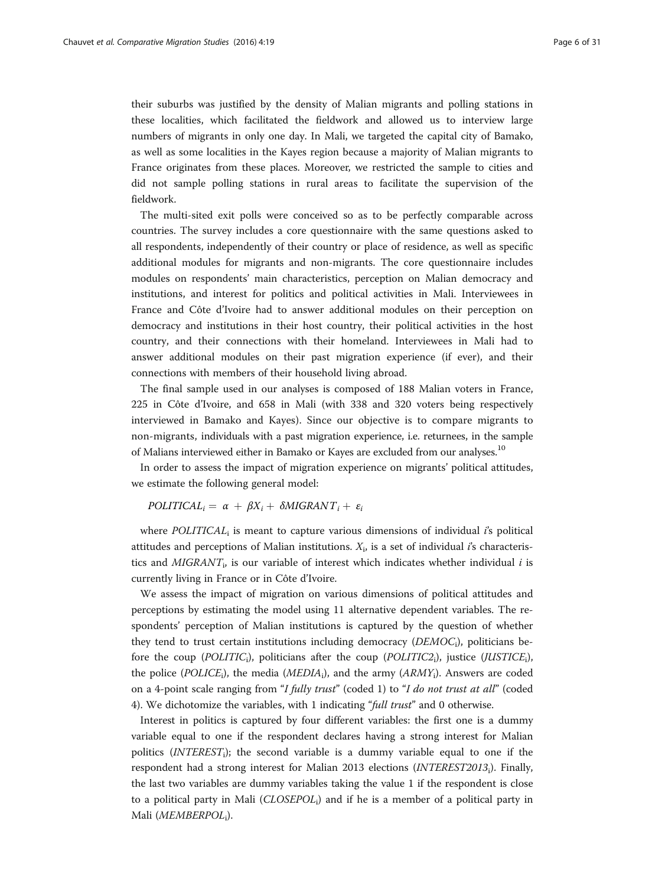their suburbs was justified by the density of Malian migrants and polling stations in these localities, which facilitated the fieldwork and allowed us to interview large numbers of migrants in only one day. In Mali, we targeted the capital city of Bamako, as well as some localities in the Kayes region because a majority of Malian migrants to France originates from these places. Moreover, we restricted the sample to cities and did not sample polling stations in rural areas to facilitate the supervision of the fieldwork.

The multi-sited exit polls were conceived so as to be perfectly comparable across countries. The survey includes a core questionnaire with the same questions asked to all respondents, independently of their country or place of residence, as well as specific additional modules for migrants and non-migrants. The core questionnaire includes modules on respondents' main characteristics, perception on Malian democracy and institutions, and interest for politics and political activities in Mali. Interviewees in France and Côte d'Ivoire had to answer additional modules on their perception on democracy and institutions in their host country, their political activities in the host country, and their connections with their homeland. Interviewees in Mali had to answer additional modules on their past migration experience (if ever), and their connections with members of their household living abroad.

The final sample used in our analyses is composed of 188 Malian voters in France, 225 in Côte d'Ivoire, and 658 in Mali (with 338 and 320 voters being respectively interviewed in Bamako and Kayes). Since our objective is to compare migrants to non-migrants, individuals with a past migration experience, i.e. returnees, in the sample of Malians interviewed either in Bamako or Kayes are excluded from our analyses.[10]

In order to assess the impact of migration experience on migrants' political attitudes, we estimate the following general model:

$$POLITICAL_i = \alpha + \beta X_i + \delta MIGRANT_i + \varepsilon_i$$

where $POLITICAL_i$ is meant to capture various dimensions of individual *i*'s political attitudes and perceptions of Malian institutions. $X_i$, is a set of individual *i*'s characteristics and $MIGRANT_i$, is our variable of interest which indicates whether individual *i* is currently living in France or in Côte d'Ivoire.

We assess the impact of migration on various dimensions of political attitudes and perceptions by estimating the model using 11 alternative dependent variables. The respondents' perception of Malian institutions is captured by the question of whether they tend to trust certain institutions including democracy ($DEMOC_i$), politicians before the coup ($POLITIC_i$), politicians after the coup ($POLITIC2_i$), justice ($JUSTICE_i$), the police ($POLICE_i$), the media ($MEDIA_i$), and the army ($ARMY_i$). Answers are coded on a 4-point scale ranging from "*I fully trust*" (coded 1) to "*I do not trust at all*" (coded 4). We dichotomize the variables, with 1 indicating "*full trust*" and 0 otherwise.

Interest in politics is captured by four different variables: the first one is a dummy variable equal to one if the respondent declares having a strong interest for Malian politics ($INTEREST_i$); the second variable is a dummy variable equal to one if the respondent had a strong interest for Malian 2013 elections ($INTEREST2013_i$). Finally, the last two variables are dummy variables taking the value 1 if the respondent is close to a political party in Mali ($CLOSEPOL_i$) and if he is a member of a political party in Mali ($MEMBERPOL_i$).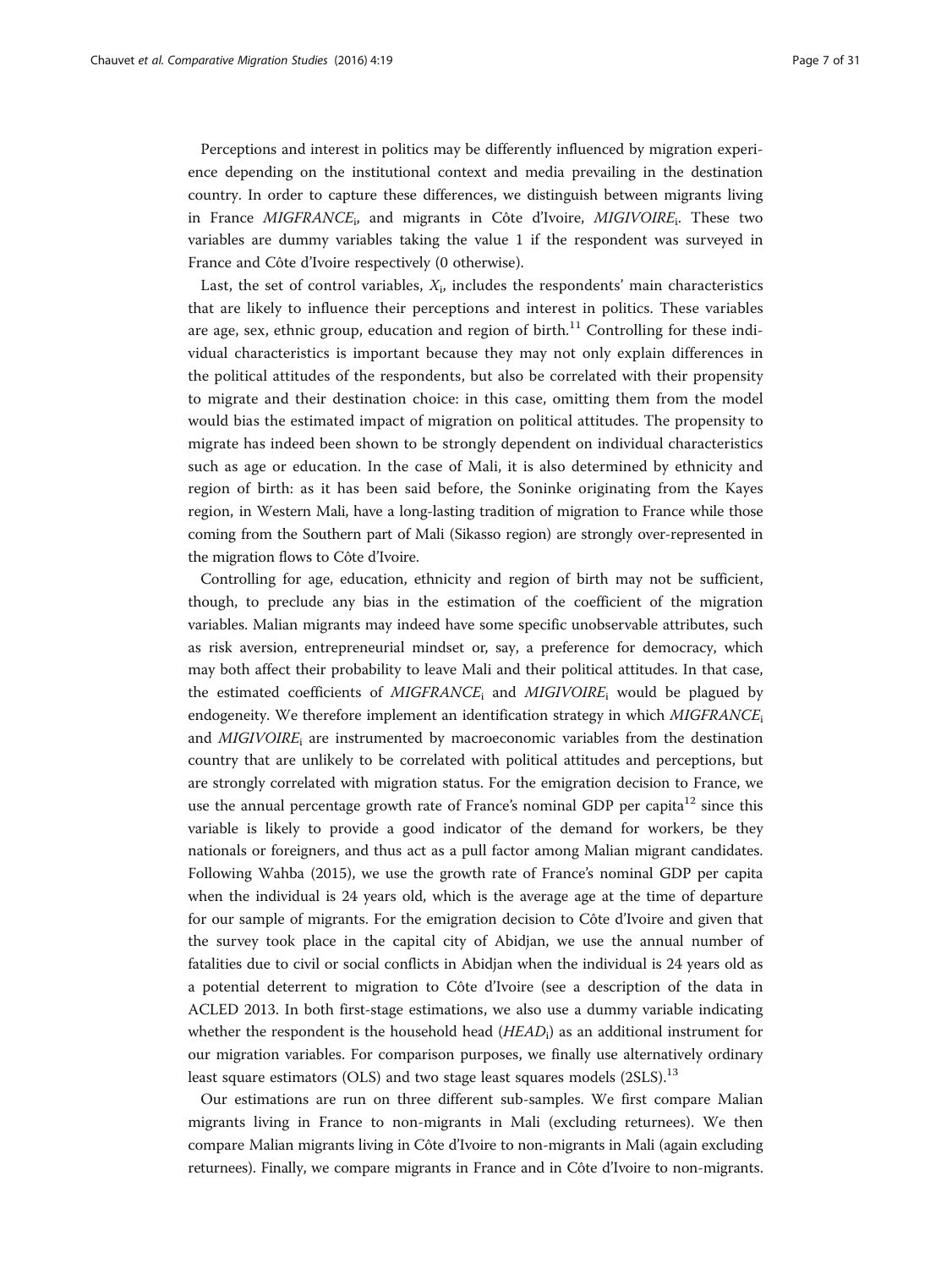Perceptions and interest in politics may be differently influenced by migration experience depending on the institutional context and media prevailing in the destination country. In order to capture these differences, we distinguish between migrants living in France $MIGFRANCE_i$, and migrants in Côte d'Ivoire, $MIGIVOIRE_i$. These two variables are dummy variables taking the value 1 if the respondent was surveyed in France and Côte d'Ivoire respectively (0 otherwise).

Last, the set of control variables, $X_i$, includes the respondents' main characteristics that are likely to influence their perceptions and interest in politics. These variables are age, sex, ethnic group, education and region of birth.[11] Controlling for these individual characteristics is important because they may not only explain differences in the political attitudes of the respondents, but also be correlated with their propensity to migrate and their destination choice: in this case, omitting them from the model would bias the estimated impact of migration on political attitudes. The propensity to migrate has indeed been shown to be strongly dependent on individual characteristics such as age or education. In the case of Mali, it is also determined by ethnicity and region of birth: as it has been said before, the Soninke originating from the Kayes region, in Western Mali, have a long-lasting tradition of migration to France while those coming from the Southern part of Mali (Sikasso region) are strongly over-represented in the migration flows to Côte d'Ivoire.

Controlling for age, education, ethnicity and region of birth may not be sufficient, though, to preclude any bias in the estimation of the coefficient of the migration variables. Malian migrants may indeed have some specific unobservable attributes, such as risk aversion, entrepreneurial mindset or, say, a preference for democracy, which may both affect their probability to leave Mali and their political attitudes. In that case, the estimated coefficients of $MIGFRANCE_i$ and $MIGIVOIRE_i$ would be plagued by endogeneity. We therefore implement an identification strategy in which $MIGFRANCE_i$ and $MIGIVOIRE_i$ are instrumented by macroeconomic variables from the destination country that are unlikely to be correlated with political attitudes and perceptions, but are strongly correlated with migration status. For the emigration decision to France, we use the annual percentage growth rate of France's nominal GDP per capita[12] since this variable is likely to provide a good indicator of the demand for workers, be they nationals or foreigners, and thus act as a pull factor among Malian migrant candidates. Following Wahba (2015), we use the growth rate of France's nominal GDP per capita when the individual is 24 years old, which is the average age at the time of departure for our sample of migrants. For the emigration decision to Côte d'Ivoire and given that the survey took place in the capital city of Abidjan, we use the annual number of fatalities due to civil or social conflicts in Abidjan when the individual is 24 years old as a potential deterrent to migration to Côte d'Ivoire (see a description of the data in ACLED 2013. In both first-stage estimations, we also use a dummy variable indicating whether the respondent is the household head ($HEAD_i$) as an additional instrument for our migration variables. For comparison purposes, we finally use alternatively ordinary least square estimators (OLS) and two stage least squares models (2SLS).[13]

Our estimations are run on three different sub-samples. We first compare Malian migrants living in France to non-migrants in Mali (excluding returnees). We then compare Malian migrants living in Côte d'Ivoire to non-migrants in Mali (again excluding returnees). Finally, we compare migrants in France and in Côte d'Ivoire to non-migrants.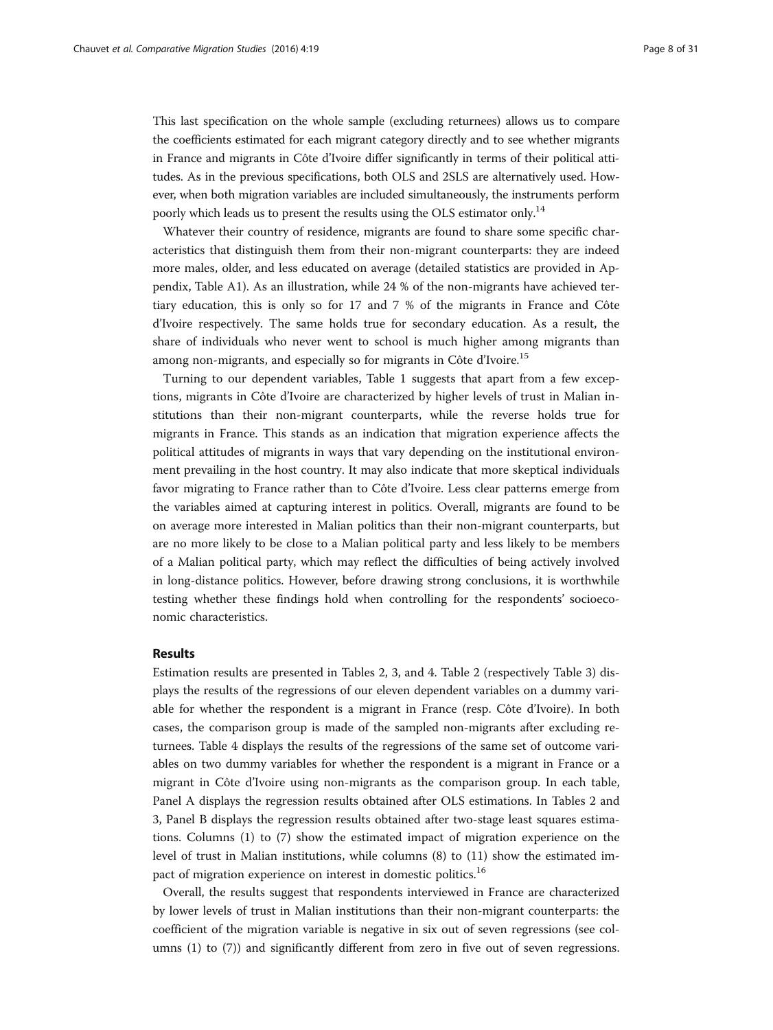This last specification on the whole sample (excluding returnees) allows us to compare the coefficients estimated for each migrant category directly and to see whether migrants in France and migrants in Côte d'Ivoire differ significantly in terms of their political attitudes. As in the previous specifications, both OLS and 2SLS are alternatively used. However, when both migration variables are included simultaneously, the instruments perform poorly which leads us to present the results using the OLS estimator only.[14]

Whatever their country of residence, migrants are found to share some specific characteristics that distinguish them from their non-migrant counterparts: they are indeed more males, older, and less educated on average (detailed statistics are provided in Appendix, Table A1). As an illustration, while 24 % of the non-migrants have achieved tertiary education, this is only so for 17 and 7 % of the migrants in France and Côte d'Ivoire respectively. The same holds true for secondary education. As a result, the share of individuals who never went to school is much higher among migrants than among non-migrants, and especially so for migrants in Côte d'Ivoire.[15]

Turning to our dependent variables, Table 1 suggests that apart from a few exceptions, migrants in Côte d'Ivoire are characterized by higher levels of trust in Malian institutions than their non-migrant counterparts, while the reverse holds true for migrants in France. This stands as an indication that migration experience affects the political attitudes of migrants in ways that vary depending on the institutional environment prevailing in the host country. It may also indicate that more skeptical individuals favor migrating to France rather than to Côte d'Ivoire. Less clear patterns emerge from the variables aimed at capturing interest in politics. Overall, migrants are found to be on average more interested in Malian politics than their non-migrant counterparts, but are no more likely to be close to a Malian political party and less likely to be members of a Malian political party, which may reflect the difficulties of being actively involved in long-distance politics. However, before drawing strong conclusions, it is worthwhile testing whether these findings hold when controlling for the respondents' socioeconomic characteristics.

## Results

Estimation results are presented in Tables 2, 3, and 4. Table 2 (respectively Table 3) displays the results of the regressions of our eleven dependent variables on a dummy variable for whether the respondent is a migrant in France (resp. Côte d'Ivoire). In both cases, the comparison group is made of the sampled non-migrants after excluding returnees. Table 4 displays the results of the regressions of the same set of outcome variables on two dummy variables for whether the respondent is a migrant in France or a migrant in Côte d'Ivoire using non-migrants as the comparison group. In each table, Panel A displays the regression results obtained after OLS estimations. In Tables 2 and 3, Panel B displays the regression results obtained after two-stage least squares estimations. Columns (1) to (7) show the estimated impact of migration experience on the level of trust in Malian institutions, while columns (8) to (11) show the estimated impact of migration experience on interest in domestic politics.[16]

Overall, the results suggest that respondents interviewed in France are characterized by lower levels of trust in Malian institutions than their non-migrant counterparts: the coefficient of the migration variable is negative in six out of seven regressions (see columns (1) to (7)) and significantly different from zero in five out of seven regressions.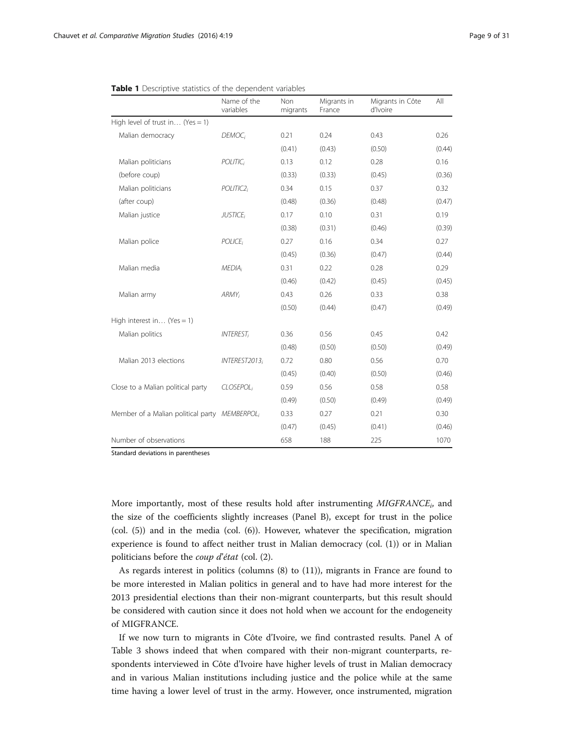**Table 1** Descriptive statistics of the dependent variables

| | Name of the variables | Non migrants | Migrants in France | Migrants in Côte d'Ivoire | All |
|---|---|---|---|---|---|
| High level of trust in… (Yes = 1) | | | | | |
| Malian democracy | $DEMOC_i$ | 0.21 | 0.24 | 0.43 | 0.26 |
| | | (0.41) | (0.43) | (0.50) | (0.44) |
| Malian politicians | $POLITIC_i$ | 0.13 | 0.12 | 0.28 | 0.16 |
| (before coup) | | (0.33) | (0.33) | (0.45) | (0.36) |
| Malian politicians | $POLITIC2_i$ | 0.34 | 0.15 | 0.37 | 0.32 |
| (after coup) | | (0.48) | (0.36) | (0.48) | (0.47) |
| Malian justice | $JUSTICE_i$ | 0.17 | 0.10 | 0.31 | 0.19 |
| | | (0.38) | (0.31) | (0.46) | (0.39) |
| Malian police | $POLICE_i$ | 0.27 | 0.16 | 0.34 | 0.27 |
| | | (0.45) | (0.36) | (0.47) | (0.44) |
| Malian media | $MEDIA_i$ | 0.31 | 0.22 | 0.28 | 0.29 |
| | | (0.46) | (0.42) | (0.45) | (0.45) |
| Malian army | $ARMY_i$ | 0.43 | 0.26 | 0.33 | 0.38 |
| | | (0.50) | (0.44) | (0.47) | (0.49) |
| High interest in… (Yes = 1) | | | | | |
| Malian politics | $INTEREST_i$ | 0.36 | 0.56 | 0.45 | 0.42 |
| | | (0.48) | (0.50) | (0.50) | (0.49) |
| Malian 2013 elections | $INTEREST2013_i$ | 0.72 | 0.80 | 0.56 | 0.70 |
| | | (0.45) | (0.40) | (0.50) | (0.46) |
| Close to a Malian political party | $CLOSEPOL_i$ | 0.59 | 0.56 | 0.58 | 0.58 |
| | | (0.49) | (0.50) | (0.49) | (0.49) |
| Member of a Malian political party | $MEMBERPOL_i$ | 0.33 | 0.27 | 0.21 | 0.30 |
| | | (0.47) | (0.45) | (0.41) | (0.46) |
| Number of observations | | 658 | 188 | 225 | 1070 |

Standard deviations in parentheses

More importantly, most of these results hold after instrumenting $MIGFRANCE_i$, and the size of the coefficients slightly increases (Panel B), except for trust in the police (col. (5)) and in the media (col. (6)). However, whatever the specification, migration experience is found to affect neither trust in Malian democracy (col. (1)) or in Malian politicians before the *coup d'état* (col. (2).

As regards interest in politics (columns (8) to (11)), migrants in France are found to be more interested in Malian politics in general and to have had more interest for the 2013 presidential elections than their non-migrant counterparts, but this result should be considered with caution since it does not hold when we account for the endogeneity of MIGFRANCE.

If we now turn to migrants in Côte d'Ivoire, we find contrasted results. Panel A of Table 3 shows indeed that when compared with their non-migrant counterparts, respondents interviewed in Côte d'Ivoire have higher levels of trust in Malian democracy and in various Malian institutions including justice and the police while at the same time having a lower level of trust in the army. However, once instrumented, migration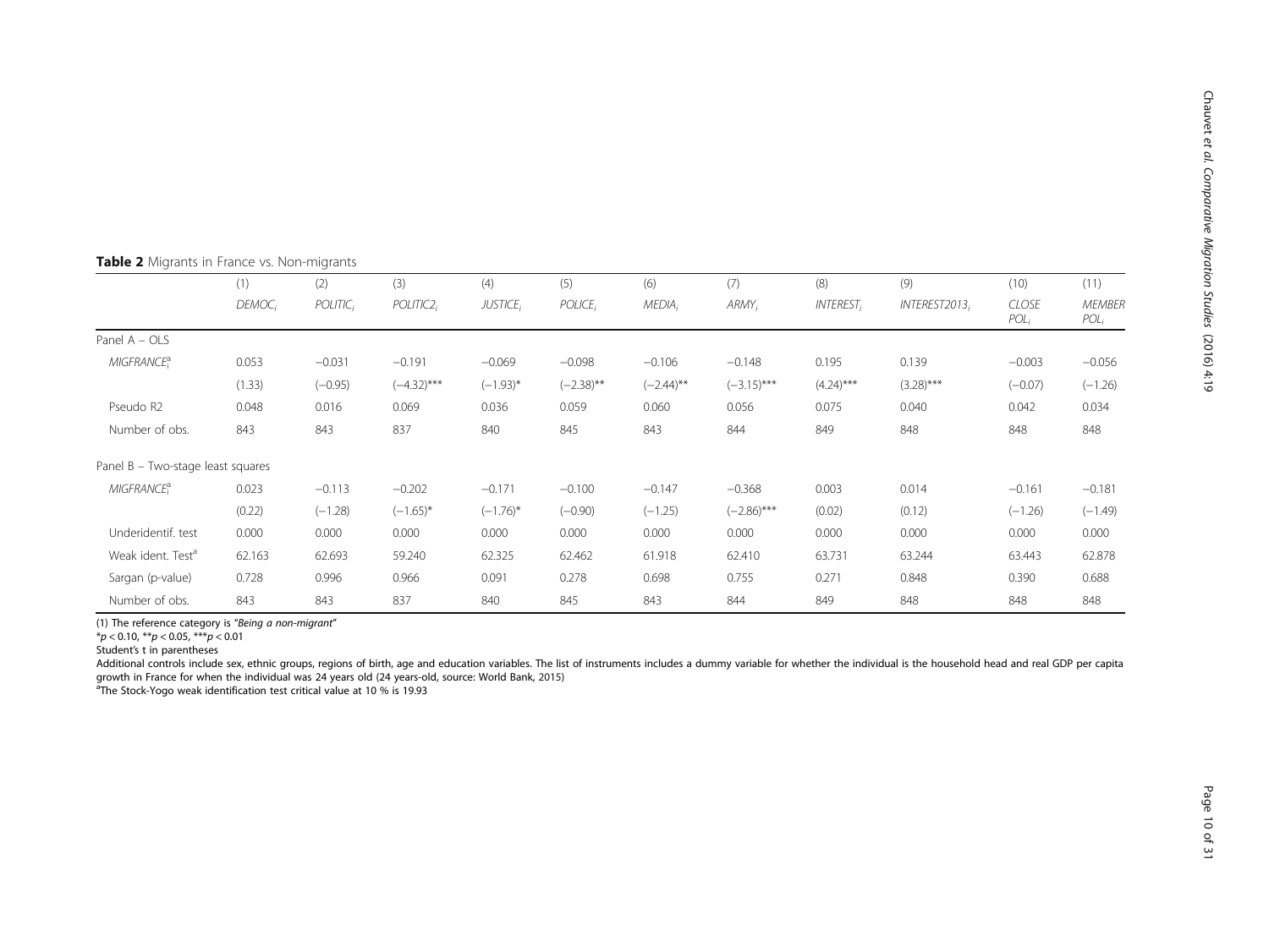**Table 2** Migrants in France vs. Non-migrants

| | (1) | (2) | (3) | (4) | (5) | (6) | (7) | (8) | (9) | (10) | (11) |
|---|---|---|---|---|---|---|---|---|---|---|---|
| | $DEMOC_i$ | $POLITIC_i$ | $POLITIC2_i$ | $JUSTICE_i$ | $POLICE_i$ | $MEDIA_i$ | $ARMY_i$ | $INTEREST_i$ | $INTEREST2013_i$ | $CLOSE\ POL_i$ | $MEMBER\ POL_i$ |
| Panel A – OLS | | | | | | | | | | | |
| $MIGFRANCE_i^a$ | 0.053 | −0.031 | −0.191 | −0.069 | −0.098 | −0.106 | −0.148 | 0.195 | 0.139 | −0.003 | −0.056 |
| | (1.33) | (−0.95) | (−4.32)*** | (−1.93)* | (−2.38)** | (−2.44)** | (−3.15)*** | (4.24)*** | (3.28)*** | (−0.07) | (−1.26) |
| Pseudo R2 | 0.048 | 0.016 | 0.069 | 0.036 | 0.059 | 0.060 | 0.056 | 0.075 | 0.040 | 0.042 | 0.034 |
| Number of obs. | 843 | 843 | 837 | 840 | 845 | 843 | 844 | 849 | 848 | 848 | 848 |
| Panel B – Two-stage least squares | | | | | | | | | | | |
| $MIGFRANCE_i^a$ | 0.023 | −0.113 | −0.202 | −0.171 | −0.100 | −0.147 | −0.368 | 0.003 | 0.014 | −0.161 | −0.181 |
| | (0.22) | (−1.28) | (−1.65)* | (−1.76)* | (−0.90) | (−1.25) | (−2.86)*** | (0.02) | (0.12) | (−1.26) | (−1.49) |
| Underidentif. test | 0.000 | 0.000 | 0.000 | 0.000 | 0.000 | 0.000 | 0.000 | 0.000 | 0.000 | 0.000 | 0.000 |
| Weak ident. Test[a] | 62.163 | 62.693 | 59.240 | 62.325 | 62.462 | 61.918 | 62.410 | 63.731 | 63.244 | 63.443 | 62.878 |
| Sargan (p-value) | 0.728 | 0.996 | 0.966 | 0.091 | 0.278 | 0.698 | 0.755 | 0.271 | 0.848 | 0.390 | 0.688 |
| Number of obs. | 843 | 843 | 837 | 840 | 845 | 843 | 844 | 849 | 848 | 848 | 848 |

(1) The reference category is "*Being a non-migrant*"

*$p < 0.10$, **$p < 0.05$, ***$p < 0.01$

Student's t in parentheses

Additional controls include sex, ethnic groups, regions of birth, age and education variables. The list of instruments includes a dummy variable for whether the individual is the household head and real GDP per capita growth in France for when the individual was 24 years old (24 years-old, source: World Bank, 2015)

[a]The Stock-Yogo weak identification test critical value at 10 % is 19.93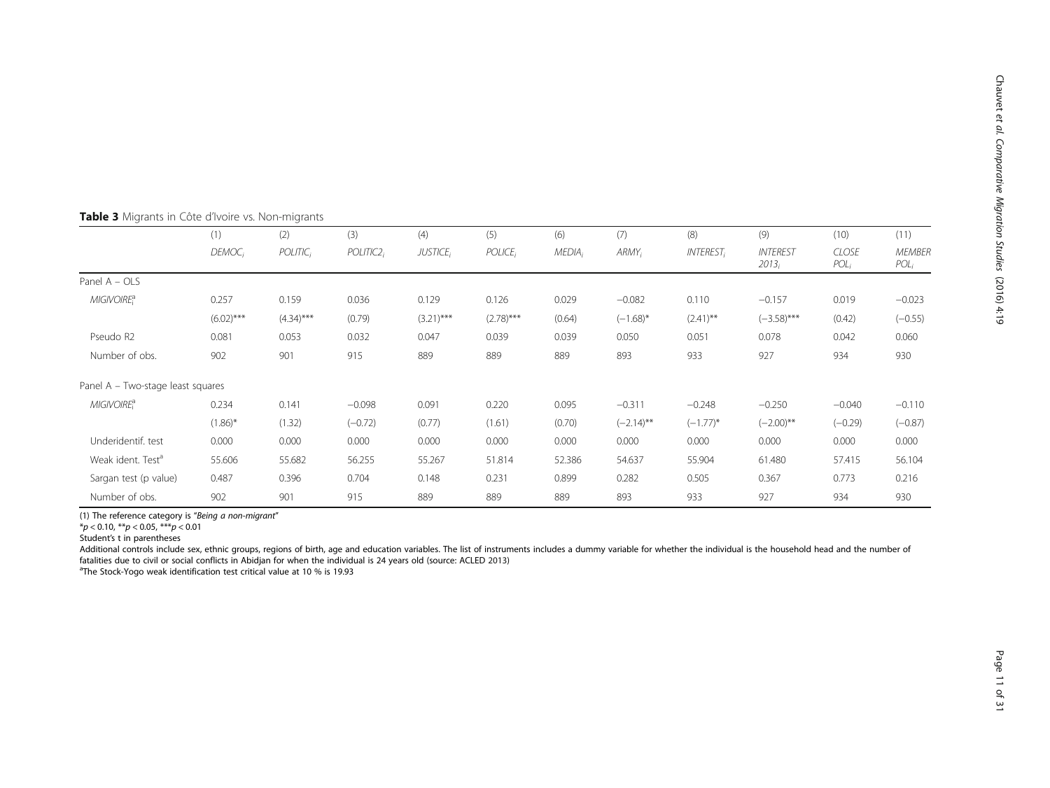**Table 3** Migrants in Côte d'Ivoire vs. Non-migrants

| | (1) | (2) | (3) | (4) | (5) | (6) | (7) | (8) | (9) | (10) | (11) |
|---|---|---|---|---|---|---|---|---|---|---|---|
| | $DEMOC_i$ | $POLITIC_i$ | $POLITIC2_i$ | $JUSTICE_i$ | $POLICE_i$ | $MEDIA_i$ | $ARMY_i$ | $INTEREST_i$ | $INTEREST\ 2013_i$ | $CLOSE\ POL_i$ | $MEMBER\ POL_i$ |
| Panel A – OLS | | | | | | | | | | | |
| $MIGIVOIRE_i^a$ | 0.257 | 0.159 | 0.036 | 0.129 | 0.126 | 0.029 | −0.082 | 0.110 | −0.157 | 0.019 | −0.023 |
| | (6.02)*** | (4.34)*** | (0.79) | (3.21)*** | (2.78)*** | (0.64) | (−1.68)* | (2.41)** | (−3.58)*** | (0.42) | (−0.55) |
| Pseudo R2 | 0.081 | 0.053 | 0.032 | 0.047 | 0.039 | 0.039 | 0.050 | 0.051 | 0.078 | 0.042 | 0.060 |
| Number of obs. | 902 | 901 | 915 | 889 | 889 | 889 | 893 | 933 | 927 | 934 | 930 |
| Panel A – Two-stage least squares | | | | | | | | | | | |
| $MIGIVOIRE_i^a$ | 0.234 | 0.141 | −0.098 | 0.091 | 0.220 | 0.095 | −0.311 | −0.248 | −0.250 | −0.040 | −0.110 |
| | (1.86)* | (1.32) | (−0.72) | (0.77) | (1.61) | (0.70) | (−2.14)** | (−1.77)* | (−2.00)** | (−0.29) | (−0.87) |
| Underidentif. test | 0.000 | 0.000 | 0.000 | 0.000 | 0.000 | 0.000 | 0.000 | 0.000 | 0.000 | 0.000 | 0.000 |
| Weak ident. Test[a] | 55.606 | 55.682 | 56.255 | 55.267 | 51.814 | 52.386 | 54.637 | 55.904 | 61.480 | 57.415 | 56.104 |
| Sargan test (p value) | 0.487 | 0.396 | 0.704 | 0.148 | 0.231 | 0.899 | 0.282 | 0.505 | 0.367 | 0.773 | 0.216 |
| Number of obs. | 902 | 901 | 915 | 889 | 889 | 889 | 893 | 933 | 927 | 934 | 930 |

(1) The reference category is "*Being a non-migrant*"

\*$p < 0.10$, \*\*$p < 0.05$, \*\*\*$p < 0.01$

Student's t in parentheses

Additional controls include sex, ethnic groups, regions of birth, age and education variables. The list of instruments includes a dummy variable for whether the individual is the household head and the number of fatalities due to civil or social conflicts in Abidjan for when the individual is 24 years old (source: ACLED 2013)

[a]The Stock-Yogo weak identification test critical value at 10 % is 19.93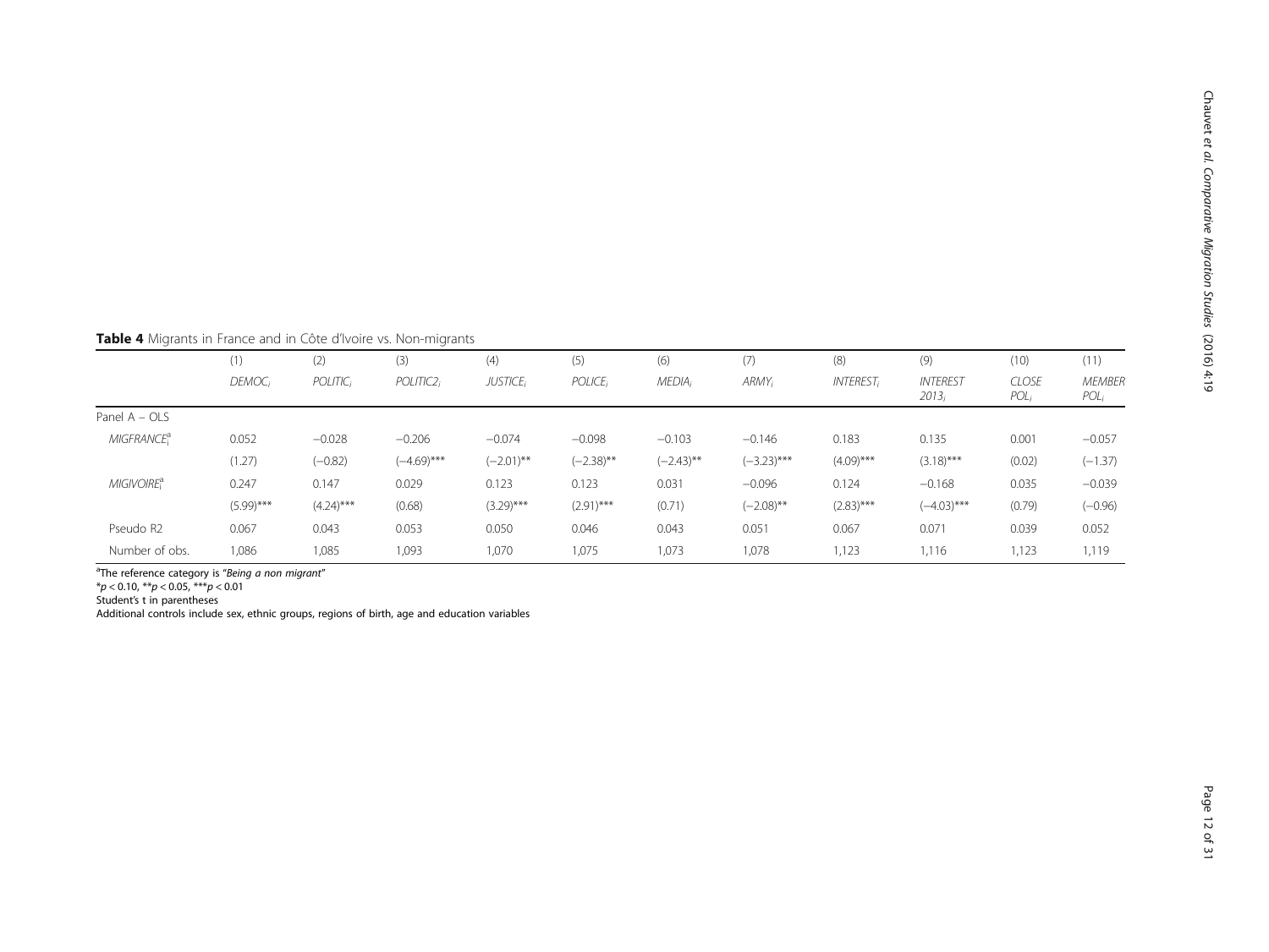**Table 4** Migrants in France and in Côte d'Ivoire vs. Non-migrants

| | (1) | (2) | (3) | (4) | (5) | (6) | (7) | (8) | (9) | (10) | (11) |
|---|---|---|---|---|---|---|---|---|---|---|---|
| | $DEMOC_i$ | $POLITIC_i$ | $POLITIC2_i$ | $JUSTICE_i$ | $POLICE_i$ | $MEDIA_i$ | $ARMY_i$ | $INTEREST_i$ | $INTEREST\ 2013_i$ | $CLOSE\ POL_i$ | $MEMBER\ POL_i$ |
| Panel A – OLS | | | | | | | | | | | |
| $MIGFRANCE_i^a$ | 0.052 | −0.028 | −0.206 | −0.074 | −0.098 | −0.103 | −0.146 | 0.183 | 0.135 | 0.001 | −0.057 |
| | (1.27) | (−0.82) | (−4.69)*** | (−2.01)** | (−2.38)** | (−2.43)** | (−3.23)*** | (4.09)*** | (3.18)*** | (0.02) | (−1.37) |
| $MIGIVOIRE_i^a$ | 0.247 | 0.147 | 0.029 | 0.123 | 0.123 | 0.031 | −0.096 | 0.124 | −0.168 | 0.035 | −0.039 |
| | (5.99)*** | (4.24)*** | (0.68) | (3.29)*** | (2.91)*** | (0.71) | (−2.08)** | (2.83)*** | (−4.03)*** | (0.79) | (−0.96) |
| Pseudo R2 | 0.067 | 0.043 | 0.053 | 0.050 | 0.046 | 0.043 | 0.051 | 0.067 | 0.071 | 0.039 | 0.052 |
| Number of obs. | 1,086 | 1,085 | 1,093 | 1,070 | 1,075 | 1,073 | 1,078 | 1,123 | 1,116 | 1,123 | 1,119 |

[a]The reference category is "*Being a non migrant*"

*$p < 0.10$, **$p < 0.05$, ***$p < 0.01$

Student's t in parentheses

Additional controls include sex, ethnic groups, regions of birth, age and education variables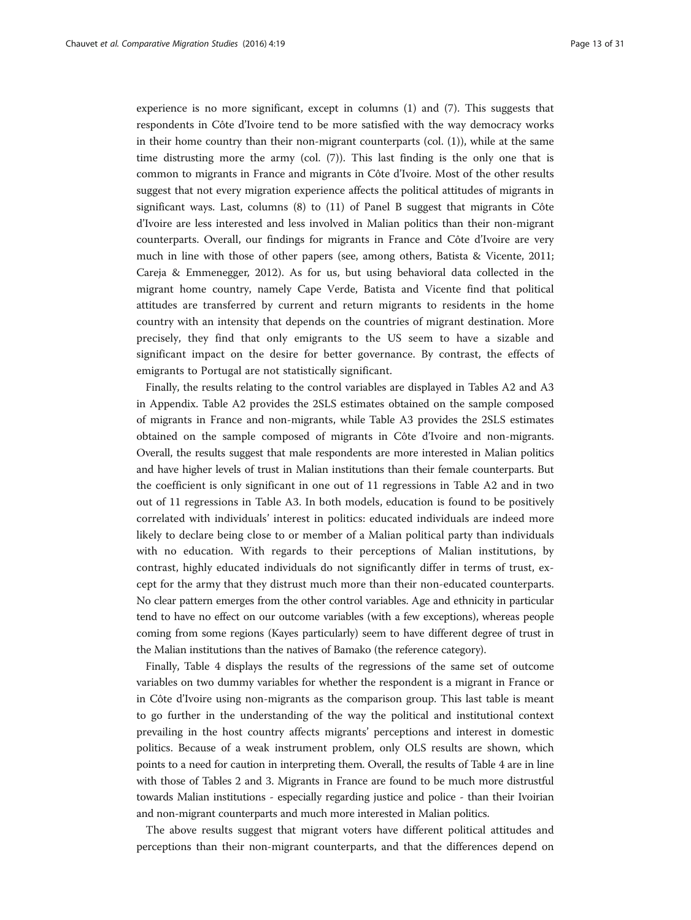experience is no more significant, except in columns (1) and (7). This suggests that respondents in Côte d'Ivoire tend to be more satisfied with the way democracy works in their home country than their non-migrant counterparts (col. (1)), while at the same time distrusting more the army (col. (7)). This last finding is the only one that is common to migrants in France and migrants in Côte d'Ivoire. Most of the other results suggest that not every migration experience affects the political attitudes of migrants in significant ways. Last, columns (8) to (11) of Panel B suggest that migrants in Côte d'Ivoire are less interested and less involved in Malian politics than their non-migrant counterparts. Overall, our findings for migrants in France and Côte d'Ivoire are very much in line with those of other papers (see, among others, Batista & Vicente, 2011; Careja & Emmenegger, 2012). As for us, but using behavioral data collected in the migrant home country, namely Cape Verde, Batista and Vicente find that political attitudes are transferred by current and return migrants to residents in the home country with an intensity that depends on the countries of migrant destination. More precisely, they find that only emigrants to the US seem to have a sizable and significant impact on the desire for better governance. By contrast, the effects of emigrants to Portugal are not statistically significant.

Finally, the results relating to the control variables are displayed in Tables A2 and A3 in Appendix. Table A2 provides the 2SLS estimates obtained on the sample composed of migrants in France and non-migrants, while Table A3 provides the 2SLS estimates obtained on the sample composed of migrants in Côte d'Ivoire and non-migrants. Overall, the results suggest that male respondents are more interested in Malian politics and have higher levels of trust in Malian institutions than their female counterparts. But the coefficient is only significant in one out of 11 regressions in Table A2 and in two out of 11 regressions in Table A3. In both models, education is found to be positively correlated with individuals' interest in politics: educated individuals are indeed more likely to declare being close to or member of a Malian political party than individuals with no education. With regards to their perceptions of Malian institutions, by contrast, highly educated individuals do not significantly differ in terms of trust, except for the army that they distrust much more than their non-educated counterparts. No clear pattern emerges from the other control variables. Age and ethnicity in particular tend to have no effect on our outcome variables (with a few exceptions), whereas people coming from some regions (Kayes particularly) seem to have different degree of trust in the Malian institutions than the natives of Bamako (the reference category).

Finally, Table 4 displays the results of the regressions of the same set of outcome variables on two dummy variables for whether the respondent is a migrant in France or in Côte d'Ivoire using non-migrants as the comparison group. This last table is meant to go further in the understanding of the way the political and institutional context prevailing in the host country affects migrants' perceptions and interest in domestic politics. Because of a weak instrument problem, only OLS results are shown, which points to a need for caution in interpreting them. Overall, the results of Table 4 are in line with those of Tables 2 and 3. Migrants in France are found to be much more distrustful towards Malian institutions - especially regarding justice and police - than their Ivoirian and non-migrant counterparts and much more interested in Malian politics.

The above results suggest that migrant voters have different political attitudes and perceptions than their non-migrant counterparts, and that the differences depend on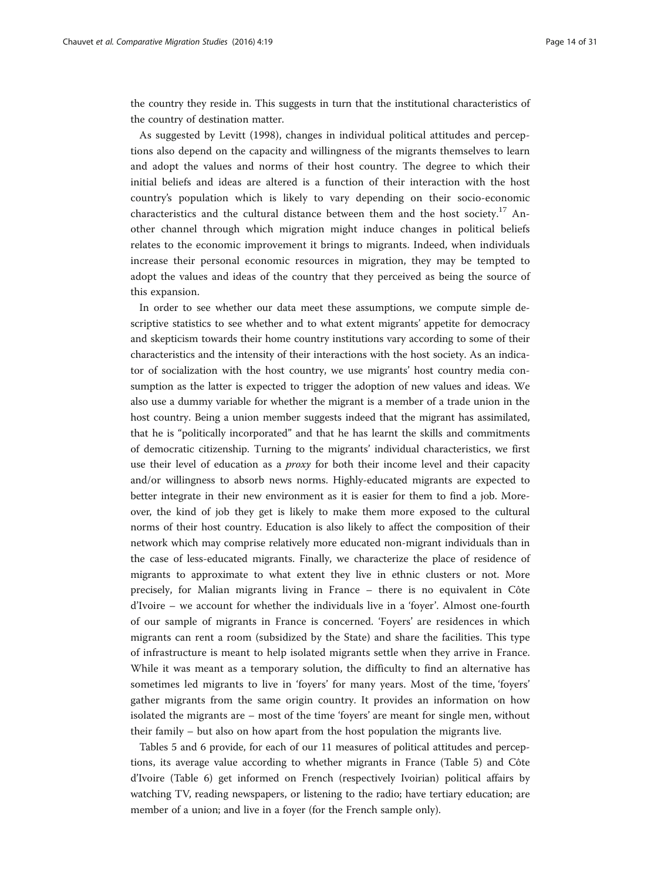the country they reside in. This suggests in turn that the institutional characteristics of the country of destination matter.

As suggested by Levitt (1998), changes in individual political attitudes and perceptions also depend on the capacity and willingness of the migrants themselves to learn and adopt the values and norms of their host country. The degree to which their initial beliefs and ideas are altered is a function of their interaction with the host country's population which is likely to vary depending on their socio-economic characteristics and the cultural distance between them and the host society.[17] Another channel through which migration might induce changes in political beliefs relates to the economic improvement it brings to migrants. Indeed, when individuals increase their personal economic resources in migration, they may be tempted to adopt the values and ideas of the country that they perceived as being the source of this expansion.

In order to see whether our data meet these assumptions, we compute simple descriptive statistics to see whether and to what extent migrants' appetite for democracy and skepticism towards their home country institutions vary according to some of their characteristics and the intensity of their interactions with the host society. As an indicator of socialization with the host country, we use migrants' host country media consumption as the latter is expected to trigger the adoption of new values and ideas. We also use a dummy variable for whether the migrant is a member of a trade union in the host country. Being a union member suggests indeed that the migrant has assimilated, that he is "politically incorporated" and that he has learnt the skills and commitments of democratic citizenship. Turning to the migrants' individual characteristics, we first use their level of education as a *proxy* for both their income level and their capacity and/or willingness to absorb news norms. Highly-educated migrants are expected to better integrate in their new environment as it is easier for them to find a job. Moreover, the kind of job they get is likely to make them more exposed to the cultural norms of their host country. Education is also likely to affect the composition of their network which may comprise relatively more educated non-migrant individuals than in the case of less-educated migrants. Finally, we characterize the place of residence of migrants to approximate to what extent they live in ethnic clusters or not. More precisely, for Malian migrants living in France – there is no equivalent in Côte d'Ivoire – we account for whether the individuals live in a 'foyer'. Almost one-fourth of our sample of migrants in France is concerned. 'Foyers' are residences in which migrants can rent a room (subsidized by the State) and share the facilities. This type of infrastructure is meant to help isolated migrants settle when they arrive in France. While it was meant as a temporary solution, the difficulty to find an alternative has sometimes led migrants to live in 'foyers' for many years. Most of the time, 'foyers' gather migrants from the same origin country. It provides an information on how isolated the migrants are – most of the time 'foyers' are meant for single men, without their family – but also on how apart from the host population the migrants live.

Tables 5 and 6 provide, for each of our 11 measures of political attitudes and perceptions, its average value according to whether migrants in France (Table 5) and Côte d'Ivoire (Table 6) get informed on French (respectively Ivoirian) political affairs by watching TV, reading newspapers, or listening to the radio; have tertiary education; are member of a union; and live in a foyer (for the French sample only).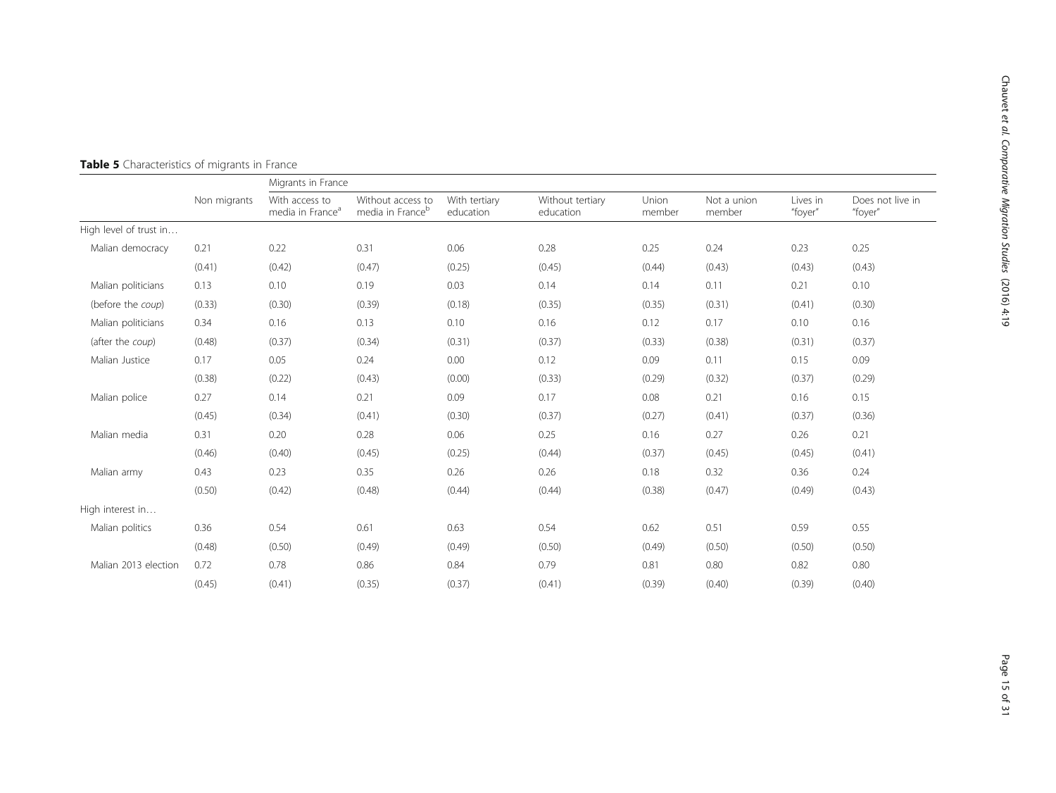**Table 5** Characteristics of migrants in France

| | Non migrants | Migrants in France | | | | | | | |
|---|---|---|---|---|---|---|---|---|---|
| | | With access to media in France[a] | Without access to media in France[b] | With tertiary education | Without tertiary education | Union member | Not a union member | Lives in "foyer" | Does not live in "foyer" |
| High level of trust in… | | | | | | | | | |
| Malian democracy | 0.21 | 0.22 | 0.31 | 0.06 | 0.28 | 0.25 | 0.24 | 0.23 | 0.25 |
| | (0.41) | (0.42) | (0.47) | (0.25) | (0.45) | (0.44) | (0.43) | (0.43) | (0.43) |
| Malian politicians | 0.13 | 0.10 | 0.19 | 0.03 | 0.14 | 0.14 | 0.11 | 0.21 | 0.10 |
| (before the *coup*) | (0.33) | (0.30) | (0.39) | (0.18) | (0.35) | (0.35) | (0.31) | (0.41) | (0.30) |
| Malian politicians | 0.34 | 0.16 | 0.13 | 0.10 | 0.16 | 0.12 | 0.17 | 0.10 | 0.16 |
| (after the *coup*) | (0.48) | (0.37) | (0.34) | (0.31) | (0.37) | (0.33) | (0.38) | (0.31) | (0.37) |
| Malian Justice | 0.17 | 0.05 | 0.24 | 0.00 | 0.12 | 0.09 | 0.11 | 0.15 | 0.09 |
| | (0.38) | (0.22) | (0.43) | (0.00) | (0.33) | (0.29) | (0.32) | (0.37) | (0.29) |
| Malian police | 0.27 | 0.14 | 0.21 | 0.09 | 0.17 | 0.08 | 0.21 | 0.16 | 0.15 |
| | (0.45) | (0.34) | (0.41) | (0.30) | (0.37) | (0.27) | (0.41) | (0.37) | (0.36) |
| Malian media | 0.31 | 0.20 | 0.28 | 0.06 | 0.25 | 0.16 | 0.27 | 0.26 | 0.21 |
| | (0.46) | (0.40) | (0.45) | (0.25) | (0.44) | (0.37) | (0.45) | (0.45) | (0.41) |
| Malian army | 0.43 | 0.23 | 0.35 | 0.26 | 0.26 | 0.18 | 0.32 | 0.36 | 0.24 |
| | (0.50) | (0.42) | (0.48) | (0.44) | (0.44) | (0.38) | (0.47) | (0.49) | (0.43) |
| High interest in… | | | | | | | | | |
| Malian politics | 0.36 | 0.54 | 0.61 | 0.63 | 0.54 | 0.62 | 0.51 | 0.59 | 0.55 |
| | (0.48) | (0.50) | (0.49) | (0.49) | (0.50) | (0.49) | (0.50) | (0.50) | (0.50) |
| Malian 2013 election | 0.72 | 0.78 | 0.86 | 0.84 | 0.79 | 0.81 | 0.80 | 0.82 | 0.80 |
| | (0.45) | (0.41) | (0.35) | (0.37) | (0.41) | (0.39) | (0.40) | (0.39) | (0.40) |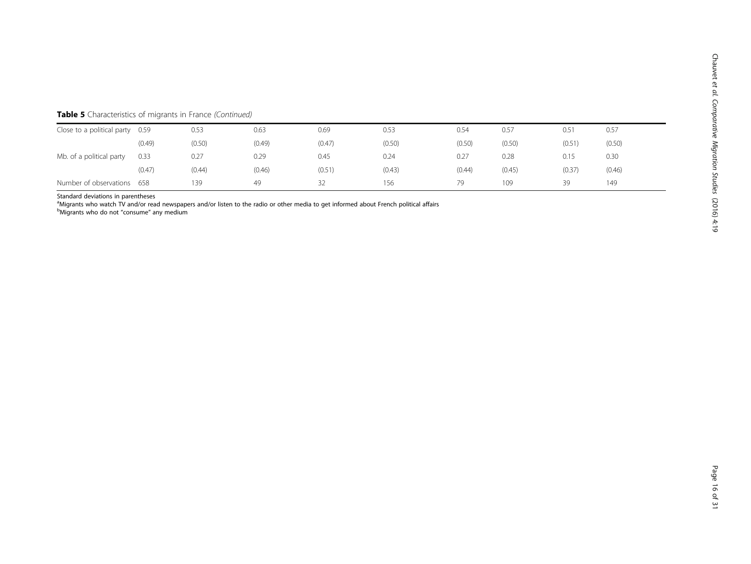**Table 5** Characteristics of migrants in France *(Continued)*

| | | | | | | | | | |
|---|---|---|---|---|---|---|---|---|---|
| Close to a political party | 0.59 | 0.53 | 0.63 | 0.69 | 0.53 | 0.54 | 0.57 | 0.51 | 0.57 |
| | (0.49) | (0.50) | (0.49) | (0.47) | (0.50) | (0.50) | (0.50) | (0.51) | (0.50) |
| Mb. of a political party | 0.33 | 0.27 | 0.29 | 0.45 | 0.24 | 0.27 | 0.28 | 0.15 | 0.30 |
| | (0.47) | (0.44) | (0.46) | (0.51) | (0.43) | (0.44) | (0.45) | (0.37) | (0.46) |
| Number of observations | 658 | 139 | 49 | 32 | 156 | 79 | 109 | 39 | 149 |

Standard deviations in parentheses

[a]Migrants who watch TV and/or read newspapers and/or listen to the radio or other media to get informed about French political affairs

[b]Migrants who do not "consume" any medium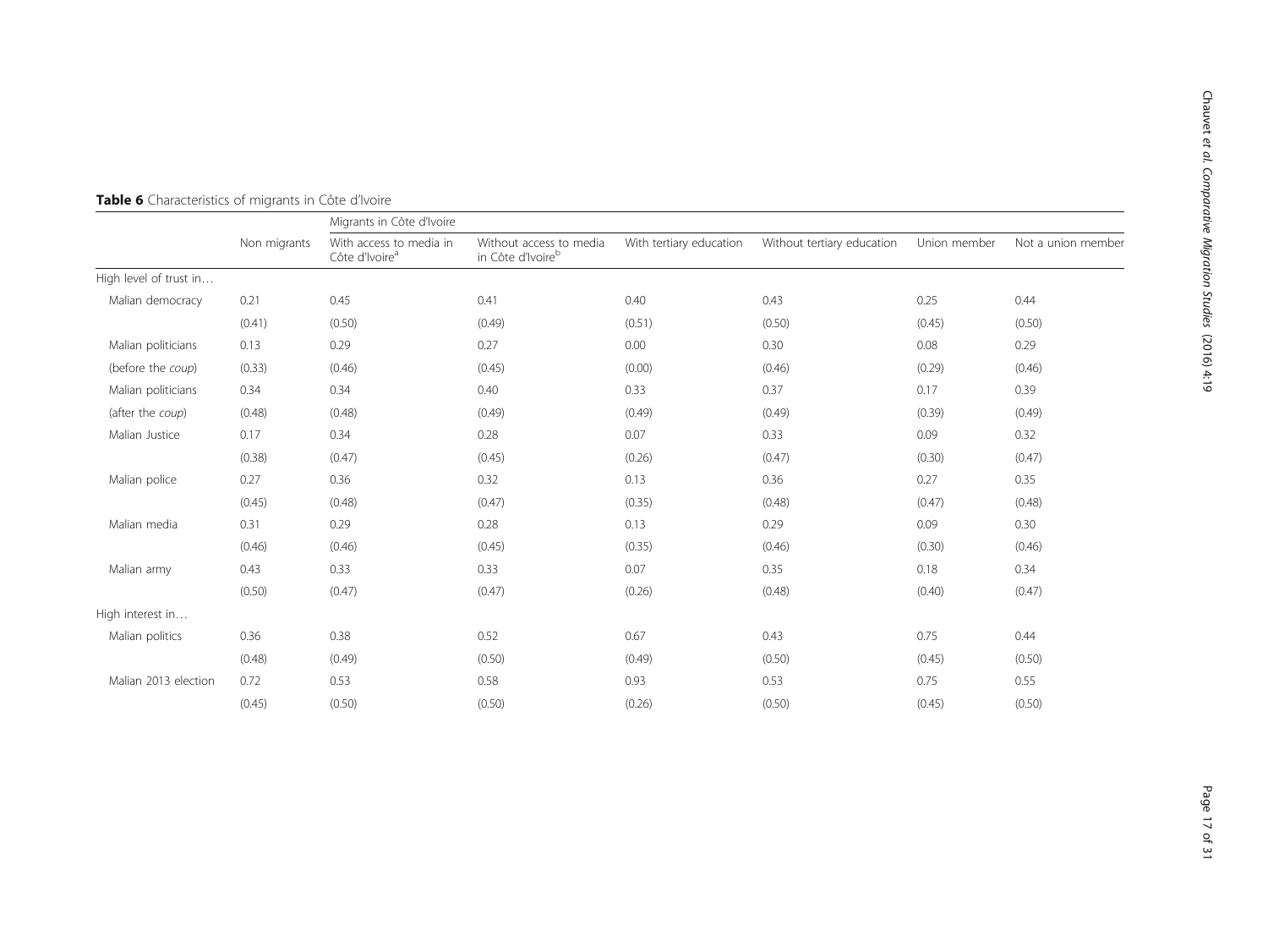**Table 6** Characteristics of migrants in Côte d'Ivoire

| | Non migrants | Migrants in Côte d'Ivoire | | | | | |
|---|---|---|---|---|---|---|---|
| | | With access to media in Côte d'Ivoire[a] | Without access to media in Côte d'Ivoire[b] | With tertiary education | Without tertiary education | Union member | Not a union member |
| High level of trust in… | | | | | | | |
| Malian democracy | 0.21 | 0.45 | 0.41 | 0.40 | 0.43 | 0.25 | 0.44 |
| | (0.41) | (0.50) | (0.49) | (0.51) | (0.50) | (0.45) | (0.50) |
| Malian politicians | 0.13 | 0.29 | 0.27 | 0.00 | 0.30 | 0.08 | 0.29 |
| (before the *coup*) | (0.33) | (0.46) | (0.45) | (0.00) | (0.46) | (0.29) | (0.46) |
| Malian politicians | 0.34 | 0.34 | 0.40 | 0.33 | 0.37 | 0.17 | 0.39 |
| (after the *coup*) | (0.48) | (0.48) | (0.49) | (0.49) | (0.49) | (0.39) | (0.49) |
| Malian Justice | 0.17 | 0.34 | 0.28 | 0.07 | 0.33 | 0.09 | 0.32 |
| | (0.38) | (0.47) | (0.45) | (0.26) | (0.47) | (0.30) | (0.47) |
| Malian police | 0.27 | 0.36 | 0.32 | 0.13 | 0.36 | 0.27 | 0.35 |
| | (0.45) | (0.48) | (0.47) | (0.35) | (0.48) | (0.47) | (0.48) |
| Malian media | 0.31 | 0.29 | 0.28 | 0.13 | 0.29 | 0.09 | 0.30 |
| | (0.46) | (0.46) | (0.45) | (0.35) | (0.46) | (0.30) | (0.46) |
| Malian army | 0.43 | 0.33 | 0.33 | 0.07 | 0.35 | 0.18 | 0.34 |
| | (0.50) | (0.47) | (0.47) | (0.26) | (0.48) | (0.40) | (0.47) |
| High interest in… | | | | | | | |
| Malian politics | 0.36 | 0.38 | 0.52 | 0.67 | 0.43 | 0.75 | 0.44 |
| | (0.48) | (0.49) | (0.50) | (0.49) | (0.50) | (0.45) | (0.50) |
| Malian 2013 election | 0.72 | 0.53 | 0.58 | 0.93 | 0.53 | 0.75 | 0.55 |
| | (0.45) | (0.50) | (0.50) | (0.26) | (0.50) | (0.45) | (0.50) |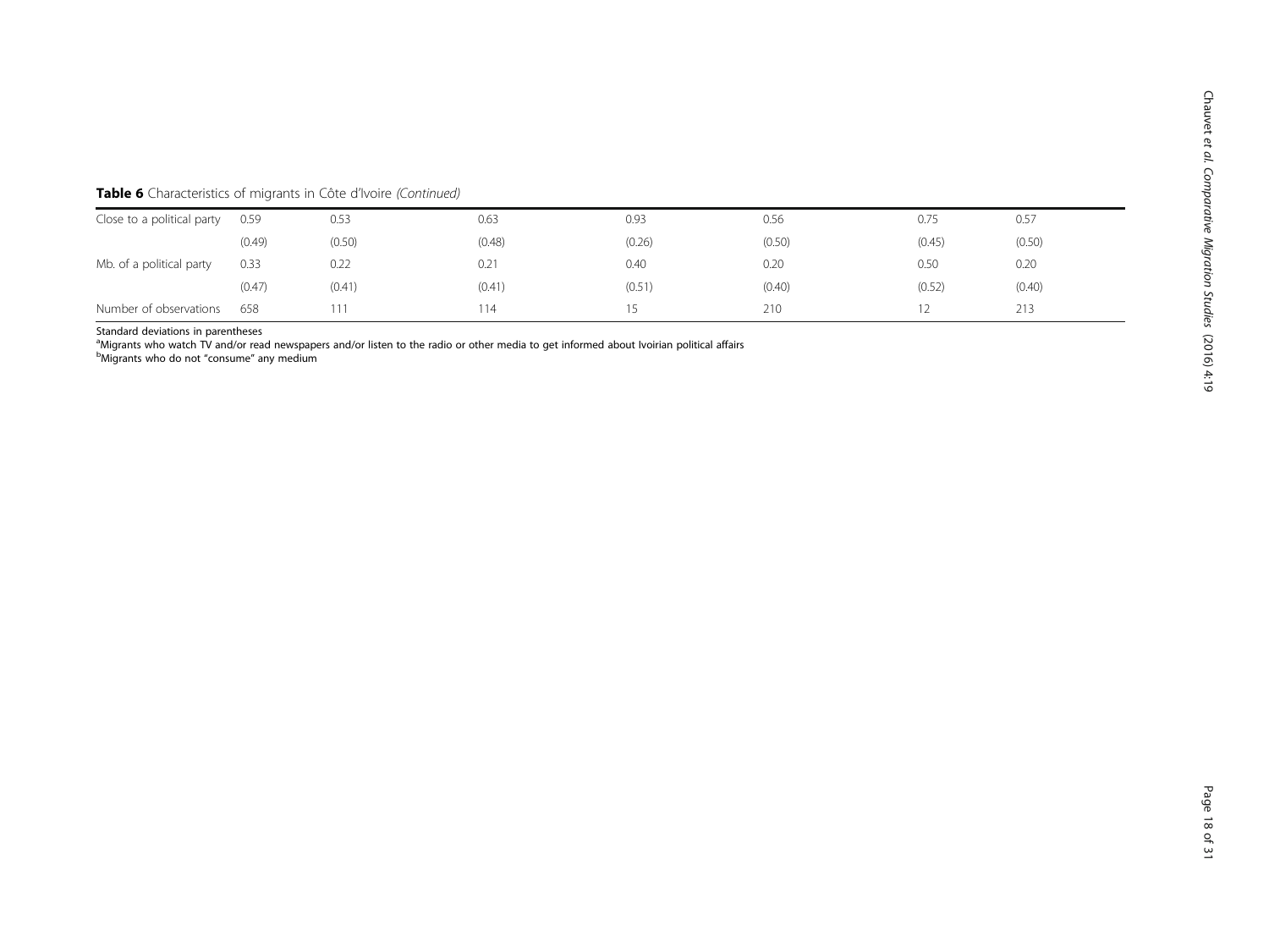**Table 6** Characteristics of migrants in Côte d'Ivoire *(Continued)*

| | | | | | | | |
|---|---|---|---|---|---|---|---|
| Close to a political party | 0.59 | 0.53 | 0.63 | 0.93 | 0.56 | 0.75 | 0.57 |
| | (0.49) | (0.50) | (0.48) | (0.26) | (0.50) | (0.45) | (0.50) |
| Mb. of a political party | 0.33 | 0.22 | 0.21 | 0.40 | 0.20 | 0.50 | 0.20 |
| | (0.47) | (0.41) | (0.41) | (0.51) | (0.40) | (0.52) | (0.40) |
| Number of observations | 658 | 111 | 114 | 15 | 210 | 12 | 213 |

Standard deviations in parentheses

[a]Migrants who watch TV and/or read newspapers and/or listen to the radio or other media to get informed about Ivoirian political affairs

[b]Migrants who do not "consume" any medium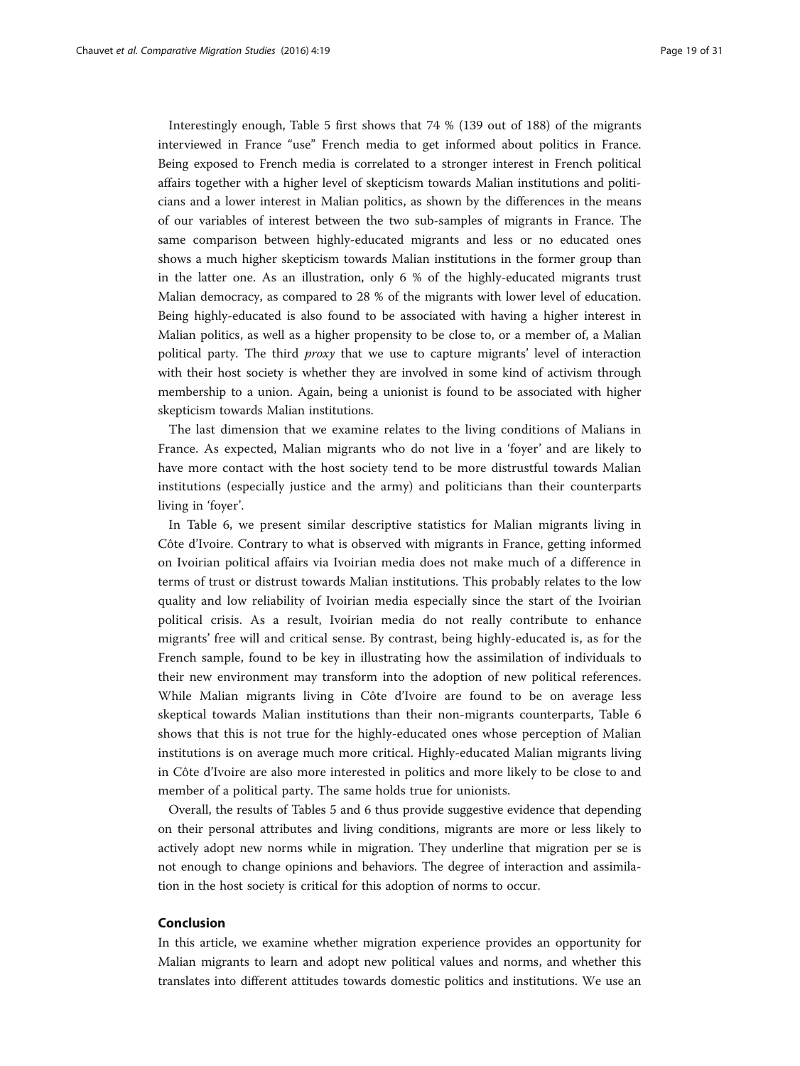Interestingly enough, Table 5 first shows that 74 % (139 out of 188) of the migrants interviewed in France "use" French media to get informed about politics in France. Being exposed to French media is correlated to a stronger interest in French political affairs together with a higher level of skepticism towards Malian institutions and politicians and a lower interest in Malian politics, as shown by the differences in the means of our variables of interest between the two sub-samples of migrants in France. The same comparison between highly-educated migrants and less or no educated ones shows a much higher skepticism towards Malian institutions in the former group than in the latter one. As an illustration, only 6 % of the highly-educated migrants trust Malian democracy, as compared to 28 % of the migrants with lower level of education. Being highly-educated is also found to be associated with having a higher interest in Malian politics, as well as a higher propensity to be close to, or a member of, a Malian political party. The third *proxy* that we use to capture migrants' level of interaction with their host society is whether they are involved in some kind of activism through membership to a union. Again, being a unionist is found to be associated with higher skepticism towards Malian institutions.

The last dimension that we examine relates to the living conditions of Malians in France. As expected, Malian migrants who do not live in a 'foyer' and are likely to have more contact with the host society tend to be more distrustful towards Malian institutions (especially justice and the army) and politicians than their counterparts living in 'foyer'.

In Table 6, we present similar descriptive statistics for Malian migrants living in Côte d'Ivoire. Contrary to what is observed with migrants in France, getting informed on Ivoirian political affairs via Ivoirian media does not make much of a difference in terms of trust or distrust towards Malian institutions. This probably relates to the low quality and low reliability of Ivoirian media especially since the start of the Ivoirian political crisis. As a result, Ivoirian media do not really contribute to enhance migrants' free will and critical sense. By contrast, being highly-educated is, as for the French sample, found to be key in illustrating how the assimilation of individuals to their new environment may transform into the adoption of new political references. While Malian migrants living in Côte d'Ivoire are found to be on average less skeptical towards Malian institutions than their non-migrants counterparts, Table 6 shows that this is not true for the highly-educated ones whose perception of Malian institutions is on average much more critical. Highly-educated Malian migrants living in Côte d'Ivoire are also more interested in politics and more likely to be close to and member of a political party. The same holds true for unionists.

Overall, the results of Tables 5 and 6 thus provide suggestive evidence that depending on their personal attributes and living conditions, migrants are more or less likely to actively adopt new norms while in migration. They underline that migration per se is not enough to change opinions and behaviors. The degree of interaction and assimilation in the host society is critical for this adoption of norms to occur.

## Conclusion

In this article, we examine whether migration experience provides an opportunity for Malian migrants to learn and adopt new political values and norms, and whether this translates into different attitudes towards domestic politics and institutions. We use an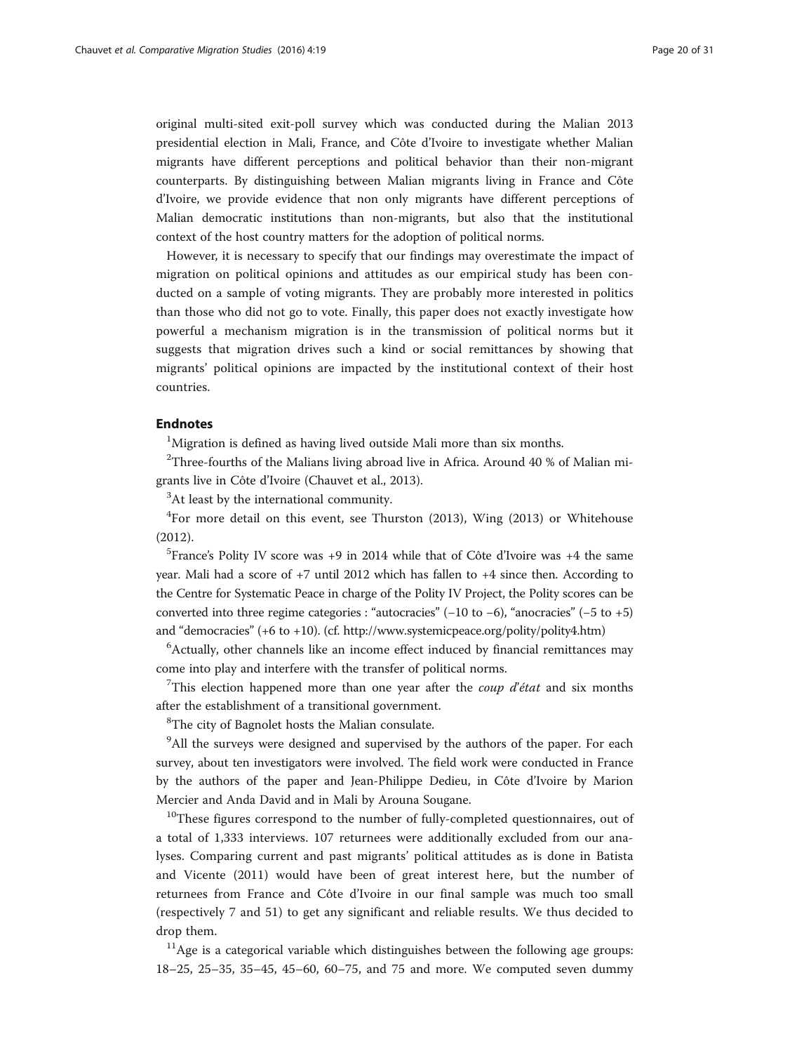original multi-sited exit-poll survey which was conducted during the Malian 2013 presidential election in Mali, France, and Côte d'Ivoire to investigate whether Malian migrants have different perceptions and political behavior than their non-migrant counterparts. By distinguishing between Malian migrants living in France and Côte d'Ivoire, we provide evidence that non only migrants have different perceptions of Malian democratic institutions than non-migrants, but also that the institutional context of the host country matters for the adoption of political norms.

However, it is necessary to specify that our findings may overestimate the impact of migration on political opinions and attitudes as our empirical study has been conducted on a sample of voting migrants. They are probably more interested in politics than those who did not go to vote. Finally, this paper does not exactly investigate how powerful a mechanism migration is in the transmission of political norms but it suggests that migration drives such a kind or social remittances by showing that migrants' political opinions are impacted by the institutional context of their host countries.

## Endnotes

[1]Migration is defined as having lived outside Mali more than six months.

[2]Three-fourths of the Malians living abroad live in Africa. Around 40 % of Malian migrants live in Côte d'Ivoire (Chauvet et al., 2013).

[3]At least by the international community.

[4]For more detail on this event, see Thurston (2013), Wing (2013) or Whitehouse (2012).

[5]France's Polity IV score was +9 in 2014 while that of Côte d'Ivoire was +4 the same year. Mali had a score of +7 until 2012 which has fallen to +4 since then. According to the Centre for Systematic Peace in charge of the Polity IV Project, the Polity scores can be converted into three regime categories : "autocracies" (−10 to −6), "anocracies" (−5 to +5) and "democracies" (+6 to +10). (cf. http://www.systemicpeace.org/polity/polity4.htm)

[6]Actually, other channels like an income effect induced by financial remittances may come into play and interfere with the transfer of political norms.

[7]This election happened more than one year after the *coup d'état* and six months after the establishment of a transitional government.

[8]The city of Bagnolet hosts the Malian consulate.

[9]All the surveys were designed and supervised by the authors of the paper. For each survey, about ten investigators were involved. The field work were conducted in France by the authors of the paper and Jean-Philippe Dedieu, in Côte d'Ivoire by Marion Mercier and Anda David and in Mali by Arouna Sougane.

[10]These figures correspond to the number of fully-completed questionnaires, out of a total of 1,333 interviews. 107 returnees were additionally excluded from our analyses. Comparing current and past migrants' political attitudes as is done in Batista and Vicente (2011) would have been of great interest here, but the number of returnees from France and Côte d'Ivoire in our final sample was much too small (respectively 7 and 51) to get any significant and reliable results. We thus decided to drop them.

[11]Age is a categorical variable which distinguishes between the following age groups: 18–25, 25–35, 35–45, 45–60, 60–75, and 75 and more. We computed seven dummy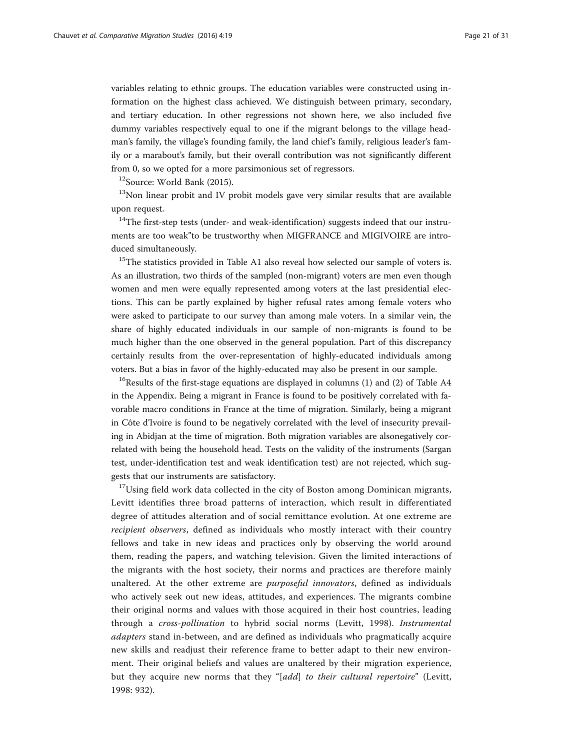variables relating to ethnic groups. The education variables were constructed using information on the highest class achieved. We distinguish between primary, secondary, and tertiary education. In other regressions not shown here, we also included five dummy variables respectively equal to one if the migrant belongs to the village headman's family, the village's founding family, the land chief's family, religious leader's family or a marabout's family, but their overall contribution was not significantly different from 0, so we opted for a more parsimonious set of regressors.

[12]Source: World Bank (2015).

[13]Non linear probit and IV probit models gave very similar results that are available upon request.

[14]The first-step tests (under- and weak-identification) suggests indeed that our instruments are too weak"to be trustworthy when MIGFRANCE and MIGIVOIRE are introduced simultaneously.

[15]The statistics provided in Table A1 also reveal how selected our sample of voters is. As an illustration, two thirds of the sampled (non-migrant) voters are men even though women and men were equally represented among voters at the last presidential elections. This can be partly explained by higher refusal rates among female voters who were asked to participate to our survey than among male voters. In a similar vein, the share of highly educated individuals in our sample of non-migrants is found to be much higher than the one observed in the general population. Part of this discrepancy certainly results from the over-representation of highly-educated individuals among voters. But a bias in favor of the highly-educated may also be present in our sample.

[16]Results of the first-stage equations are displayed in columns (1) and (2) of Table A4 in the Appendix. Being a migrant in France is found to be positively correlated with favorable macro conditions in France at the time of migration. Similarly, being a migrant in Côte d'Ivoire is found to be negatively correlated with the level of insecurity prevailing in Abidjan at the time of migration. Both migration variables are alsonegatively correlated with being the household head. Tests on the validity of the instruments (Sargan test, under-identification test and weak identification test) are not rejected, which suggests that our instruments are satisfactory.

[17]Using field work data collected in the city of Boston among Dominican migrants, Levitt identifies three broad patterns of interaction, which result in differentiated degree of attitudes alteration and of social remittance evolution. At one extreme are *recipient observers*, defined as individuals who mostly interact with their country fellows and take in new ideas and practices only by observing the world around them, reading the papers, and watching television. Given the limited interactions of the migrants with the host society, their norms and practices are therefore mainly unaltered. At the other extreme are *purposeful innovators*, defined as individuals who actively seek out new ideas, attitudes, and experiences. The migrants combine their original norms and values with those acquired in their host countries, leading through a *cross-pollination* to hybrid social norms (Levitt, 1998). *Instrumental adapters* stand in-between, and are defined as individuals who pragmatically acquire new skills and readjust their reference frame to better adapt to their new environment. Their original beliefs and values are unaltered by their migration experience, but they acquire new norms that they "[*add*] *to their cultural repertoire*" (Levitt, 1998: 932).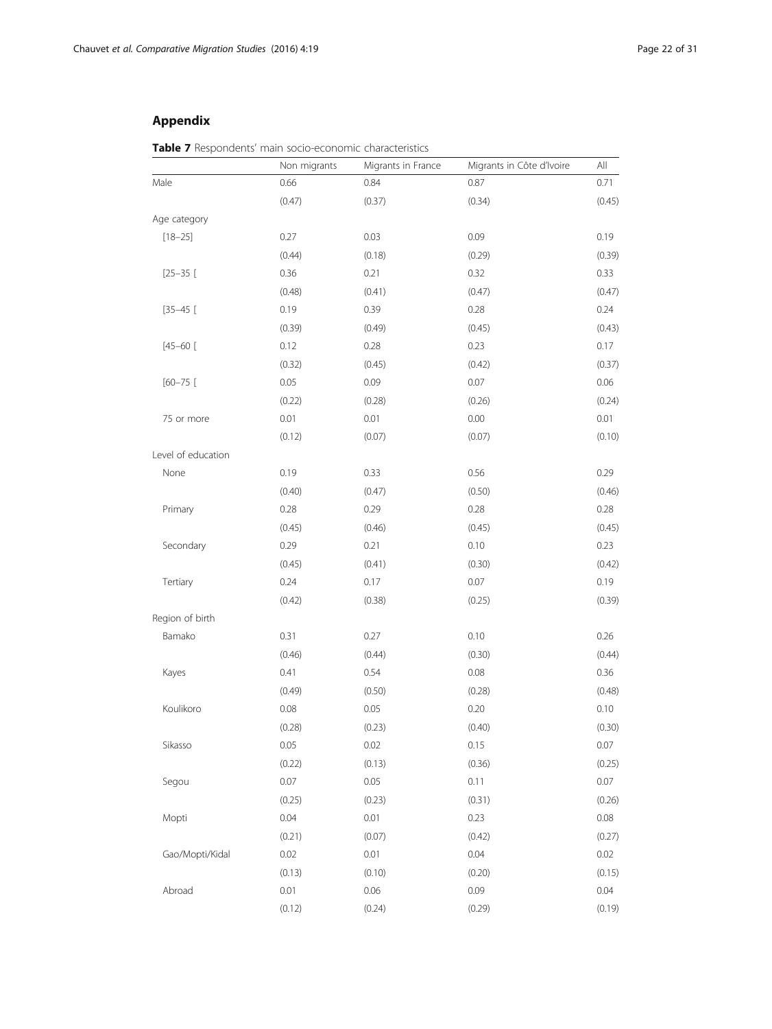## Appendix

**Table 7** Respondents' main socio-economic characteristics

| | Non migrants | Migrants in France | Migrants in Côte d'Ivoire | All |
|---|---|---|---|---|
| Male | 0.66 | 0.84 | 0.87 | 0.71 |
| | (0.47) | (0.37) | (0.34) | (0.45) |
| Age category | | | | |
| [18–25] | 0.27 | 0.03 | 0.09 | 0.19 |
| | (0.44) | (0.18) | (0.29) | (0.39) |
| [25–35 [ | 0.36 | 0.21 | 0.32 | 0.33 |
| | (0.48) | (0.41) | (0.47) | (0.47) |
| [35–45 [ | 0.19 | 0.39 | 0.28 | 0.24 |
| | (0.39) | (0.49) | (0.45) | (0.43) |
| [45–60 [ | 0.12 | 0.28 | 0.23 | 0.17 |
| | (0.32) | (0.45) | (0.42) | (0.37) |
| [60–75 [ | 0.05 | 0.09 | 0.07 | 0.06 |
| | (0.22) | (0.28) | (0.26) | (0.24) |
| 75 or more | 0.01 | 0.01 | 0.00 | 0.01 |
| | (0.12) | (0.07) | (0.07) | (0.10) |
| Level of education | | | | |
| None | 0.19 | 0.33 | 0.56 | 0.29 |
| | (0.40) | (0.47) | (0.50) | (0.46) |
| Primary | 0.28 | 0.29 | 0.28 | 0.28 |
| | (0.45) | (0.46) | (0.45) | (0.45) |
| Secondary | 0.29 | 0.21 | 0.10 | 0.23 |
| | (0.45) | (0.41) | (0.30) | (0.42) |
| Tertiary | 0.24 | 0.17 | 0.07 | 0.19 |
| | (0.42) | (0.38) | (0.25) | (0.39) |
| Region of birth | | | | |
| Bamako | 0.31 | 0.27 | 0.10 | 0.26 |
| | (0.46) | (0.44) | (0.30) | (0.44) |
| Kayes | 0.41 | 0.54 | 0.08 | 0.36 |
| | (0.49) | (0.50) | (0.28) | (0.48) |
| Koulikoro | 0.08 | 0.05 | 0.20 | 0.10 |
| | (0.28) | (0.23) | (0.40) | (0.30) |
| Sikasso | 0.05 | 0.02 | 0.15 | 0.07 |
| | (0.22) | (0.13) | (0.36) | (0.25) |
| Segou | 0.07 | 0.05 | 0.11 | 0.07 |
| | (0.25) | (0.23) | (0.31) | (0.26) |
| Mopti | 0.04 | 0.01 | 0.23 | 0.08 |
| | (0.21) | (0.07) | (0.42) | (0.27) |
| Gao/Mopti/Kidal | 0.02 | 0.01 | 0.04 | 0.02 |
| | (0.13) | (0.10) | (0.20) | (0.15) |
| Abroad | 0.01 | 0.06 | 0.09 | 0.04 |
| | (0.12) | (0.24) | (0.29) | (0.19) |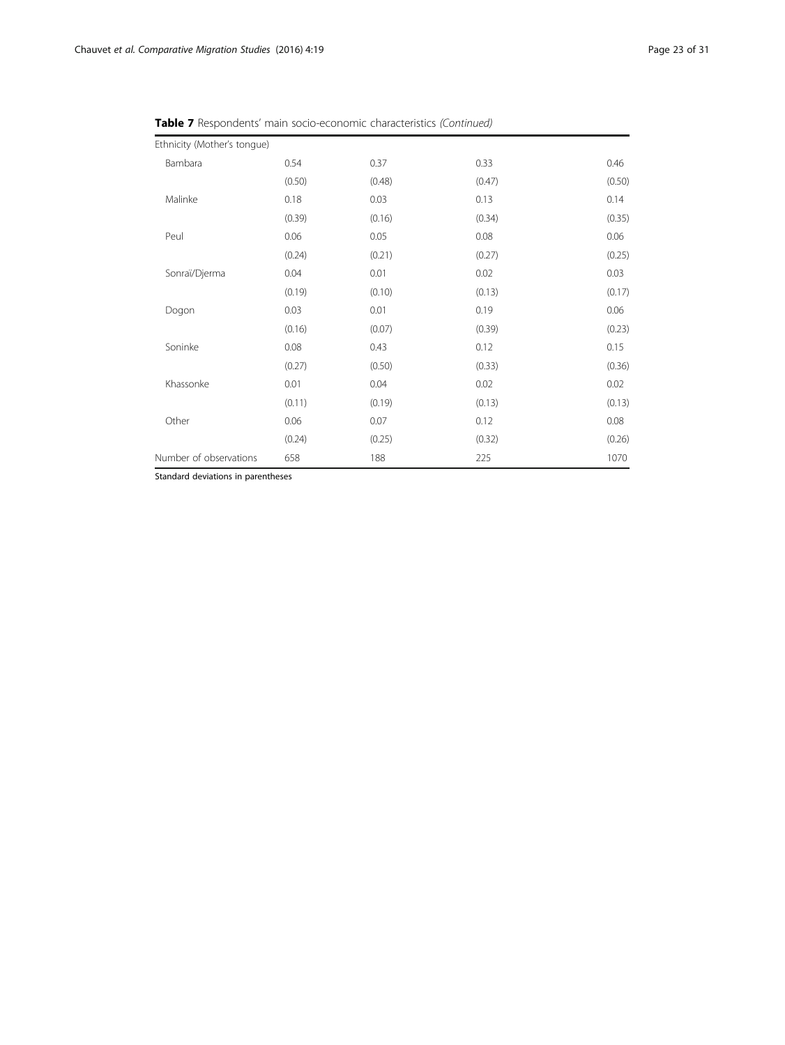**Table 7** Respondents' main socio-economic characteristics *(Continued)*

| | | | | |
|---|---|---|---|---|
| Ethnicity (Mother's tongue) | | | | |
| Bambara | 0.54 | 0.37 | 0.33 | 0.46 |
| | (0.50) | (0.48) | (0.47) | (0.50) |
| Malinke | 0.18 | 0.03 | 0.13 | 0.14 |
| | (0.39) | (0.16) | (0.34) | (0.35) |
| Peul | 0.06 | 0.05 | 0.08 | 0.06 |
| | (0.24) | (0.21) | (0.27) | (0.25) |
| Sonraï/Djerma | 0.04 | 0.01 | 0.02 | 0.03 |
| | (0.19) | (0.10) | (0.13) | (0.17) |
| Dogon | 0.03 | 0.01 | 0.19 | 0.06 |
| | (0.16) | (0.07) | (0.39) | (0.23) |
| Soninke | 0.08 | 0.43 | 0.12 | 0.15 |
| | (0.27) | (0.50) | (0.33) | (0.36) |
| Khassonke | 0.01 | 0.04 | 0.02 | 0.02 |
| | (0.11) | (0.19) | (0.13) | (0.13) |
| Other | 0.06 | 0.07 | 0.12 | 0.08 |
| | (0.24) | (0.25) | (0.32) | (0.26) |
| Number of observations | 658 | 188 | 225 | 1070 |

Standard deviations in parentheses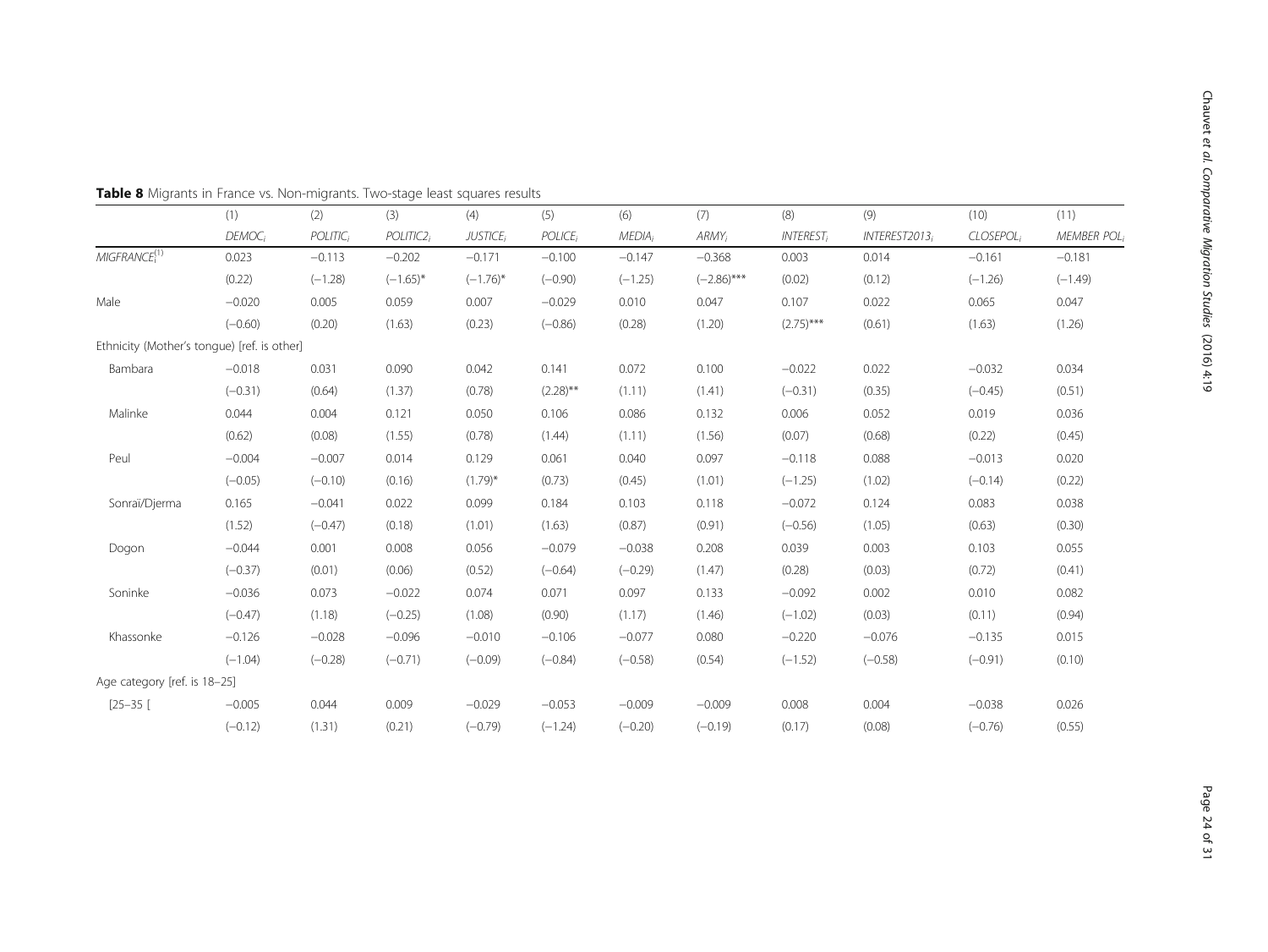**Table 8** Migrants in France vs. Non-migrants. Two-stage least squares results

| | (1) | (2) | (3) | (4) | (5) | (6) | (7) | (8) | (9) | (10) | (11) |
|---|---|---|---|---|---|---|---|---|---|---|---|
| | $DEMOC_i$ | $POLITIC_i$ | $POLITIC2_i$ | $JUSTICE_i$ | $POLICE_i$ | $MEDIA_i$ | $ARMY_i$ | $INTEREST_i$ | $INTEREST2013_i$ | $CLOSEPOL_i$ | $MEMBER\ POL_i$ |
| $MIGFRANCE_i^{(1)}$ | 0.023 | −0.113 | −0.202 | −0.171 | −0.100 | −0.147 | −0.368 | 0.003 | 0.014 | −0.161 | −0.181 |
| | (0.22) | (−1.28) | (−1.65)* | (−1.76)* | (−0.90) | (−1.25) | (−2.86)*** | (0.02) | (0.12) | (−1.26) | (−1.49) |
| Male | −0.020 | 0.005 | 0.059 | 0.007 | −0.029 | 0.010 | 0.047 | 0.107 | 0.022 | 0.065 | 0.047 |
| | (−0.60) | (0.20) | (1.63) | (0.23) | (−0.86) | (0.28) | (1.20) | (2.75)*** | (0.61) | (1.63) | (1.26) |
| Ethnicity (Mother's tongue) [ref. is other] | | | | | | | | | | | |
| Bambara | −0.018 | 0.031 | 0.090 | 0.042 | 0.141 | 0.072 | 0.100 | −0.022 | 0.022 | −0.032 | 0.034 |
| | (−0.31) | (0.64) | (1.37) | (0.78) | (2.28)** | (1.11) | (1.41) | (−0.31) | (0.35) | (−0.45) | (0.51) |
| Malinke | 0.044 | 0.004 | 0.121 | 0.050 | 0.106 | 0.086 | 0.132 | 0.006 | 0.052 | 0.019 | 0.036 |
| | (0.62) | (0.08) | (1.55) | (0.78) | (1.44) | (1.11) | (1.56) | (0.07) | (0.68) | (0.22) | (0.45) |
| Peul | −0.004 | −0.007 | 0.014 | 0.129 | 0.061 | 0.040 | 0.097 | −0.118 | 0.088 | −0.013 | 0.020 |
| | (−0.05) | (−0.10) | (0.16) | (1.79)* | (0.73) | (0.45) | (1.01) | (−1.25) | (1.02) | (−0.14) | (0.22) |
| Sonraï/Djerma | 0.165 | −0.041 | 0.022 | 0.099 | 0.184 | 0.103 | 0.118 | −0.072 | 0.124 | 0.083 | 0.038 |
| | (1.52) | (−0.47) | (0.18) | (1.01) | (1.63) | (0.87) | (0.91) | (−0.56) | (1.05) | (0.63) | (0.30) |
| Dogon | −0.044 | 0.001 | 0.008 | 0.056 | −0.079 | −0.038 | 0.208 | 0.039 | 0.003 | 0.103 | 0.055 |
| | (−0.37) | (0.01) | (0.06) | (0.52) | (−0.64) | (−0.29) | (1.47) | (0.28) | (0.03) | (0.72) | (0.41) |
| Soninke | −0.036 | 0.073 | −0.022 | 0.074 | 0.071 | 0.097 | 0.133 | −0.092 | 0.002 | 0.010 | 0.082 |
| | (−0.47) | (1.18) | (−0.25) | (1.08) | (0.90) | (1.17) | (1.46) | (−1.02) | (0.03) | (0.11) | (0.94) |
| Khassonke | −0.126 | −0.028 | −0.096 | −0.010 | −0.106 | −0.077 | 0.080 | −0.220 | −0.076 | −0.135 | 0.015 |
| | (−1.04) | (−0.28) | (−0.71) | (−0.09) | (−0.84) | (−0.58) | (0.54) | (−1.52) | (−0.58) | (−0.91) | (0.10) |
| Age category [ref. is 18–25] | | | | | | | | | | | |
| [25–35 [ | −0.005 | 0.044 | 0.009 | −0.029 | −0.053 | −0.009 | −0.009 | 0.008 | 0.004 | −0.038 | 0.026 |
| | (−0.12) | (1.31) | (0.21) | (−0.79) | (−1.24) | (−0.20) | (−0.19) | (0.17) | (0.08) | (−0.76) | (0.55) |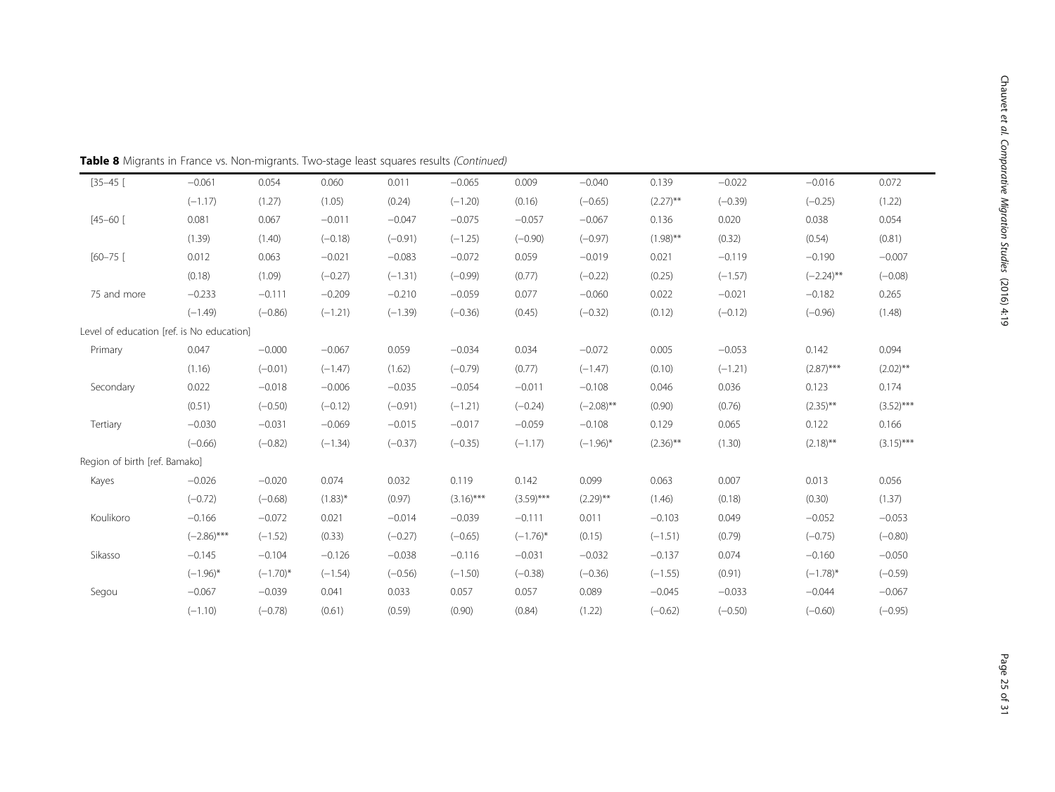**Table 8** Migrants in France vs. Non-migrants. Two-stage least squares results *(Continued)*

| | | | | | | | | | | | |
|---|---|---|---|---|---|---|---|---|---|---|---|
| [35–45 [ | −0.061 | 0.054 | 0.060 | 0.011 | −0.065 | 0.009 | −0.040 | 0.139 | −0.022 | −0.016 | 0.072 |
| | (−1.17) | (1.27) | (1.05) | (0.24) | (−1.20) | (0.16) | (−0.65) | (2.27)** | (−0.39) | (−0.25) | (1.22) |
| [45–60 [ | 0.081 | 0.067 | −0.011 | −0.047 | −0.075 | −0.057 | −0.067 | 0.136 | 0.020 | 0.038 | 0.054 |
| | (1.39) | (1.40) | (−0.18) | (−0.91) | (−1.25) | (−0.90) | (−0.97) | (1.98)** | (0.32) | (0.54) | (0.81) |
| [60–75 [ | 0.012 | 0.063 | −0.021 | −0.083 | −0.072 | 0.059 | −0.019 | 0.021 | −0.119 | −0.190 | −0.007 |
| | (0.18) | (1.09) | (−0.27) | (−1.31) | (−0.99) | (0.77) | (−0.22) | (0.25) | (−1.57) | (−2.24)** | (−0.08) |
| 75 and more | −0.233 | −0.111 | −0.209 | −0.210 | −0.059 | 0.077 | −0.060 | 0.022 | −0.021 | −0.182 | 0.265 |
| | (−1.49) | (−0.86) | (−1.21) | (−1.39) | (−0.36) | (0.45) | (−0.32) | (0.12) | (−0.12) | (−0.96) | (1.48) |
| Level of education [ref. is No education] | | | | | | | | | | | |
| Primary | 0.047 | −0.000 | −0.067 | 0.059 | −0.034 | 0.034 | −0.072 | 0.005 | −0.053 | 0.142 | 0.094 |
| | (1.16) | (−0.01) | (−1.47) | (1.62) | (−0.79) | (0.77) | (−1.47) | (0.10) | (−1.21) | (2.87)*** | (2.02)** |
| Secondary | 0.022 | −0.018 | −0.006 | −0.035 | −0.054 | −0.011 | −0.108 | 0.046 | 0.036 | 0.123 | 0.174 |
| | (0.51) | (−0.50) | (−0.12) | (−0.91) | (−1.21) | (−0.24) | (−2.08)** | (0.90) | (0.76) | (2.35)** | (3.52)*** |
| Tertiary | −0.030 | −0.031 | −0.069 | −0.015 | −0.017 | −0.059 | −0.108 | 0.129 | 0.065 | 0.122 | 0.166 |
| | (−0.66) | (−0.82) | (−1.34) | (−0.37) | (−0.35) | (−1.17) | (−1.96)* | (2.36)** | (1.30) | (2.18)** | (3.15)*** |
| Region of birth [ref. Bamako] | | | | | | | | | | | |
| Kayes | −0.026 | −0.020 | 0.074 | 0.032 | 0.119 | 0.142 | 0.099 | 0.063 | 0.007 | 0.013 | 0.056 |
| | (−0.72) | (−0.68) | (1.83)* | (0.97) | (3.16)*** | (3.59)*** | (2.29)** | (1.46) | (0.18) | (0.30) | (1.37) |
| Koulikoro | −0.166 | −0.072 | 0.021 | −0.014 | −0.039 | −0.111 | 0.011 | −0.103 | 0.049 | −0.052 | −0.053 |
| | (−2.86)*** | (−1.52) | (0.33) | (−0.27) | (−0.65) | (−1.76)* | (0.15) | (−1.51) | (0.79) | (−0.75) | (−0.80) |
| Sikasso | −0.145 | −0.104 | −0.126 | −0.038 | −0.116 | −0.031 | −0.032 | −0.137 | 0.074 | −0.160 | −0.050 |
| | (−1.96)* | (−1.70)* | (−1.54) | (−0.56) | (−1.50) | (−0.38) | (−0.36) | (−1.55) | (0.91) | (−1.78)* | (−0.59) |
| Segou | −0.067 | −0.039 | 0.041 | 0.033 | 0.057 | 0.057 | 0.089 | −0.045 | −0.033 | −0.044 | −0.067 |
| | (−1.10) | (−0.78) | (0.61) | (0.59) | (0.90) | (0.84) | (1.22) | (−0.62) | (−0.50) | (−0.60) | (−0.95) |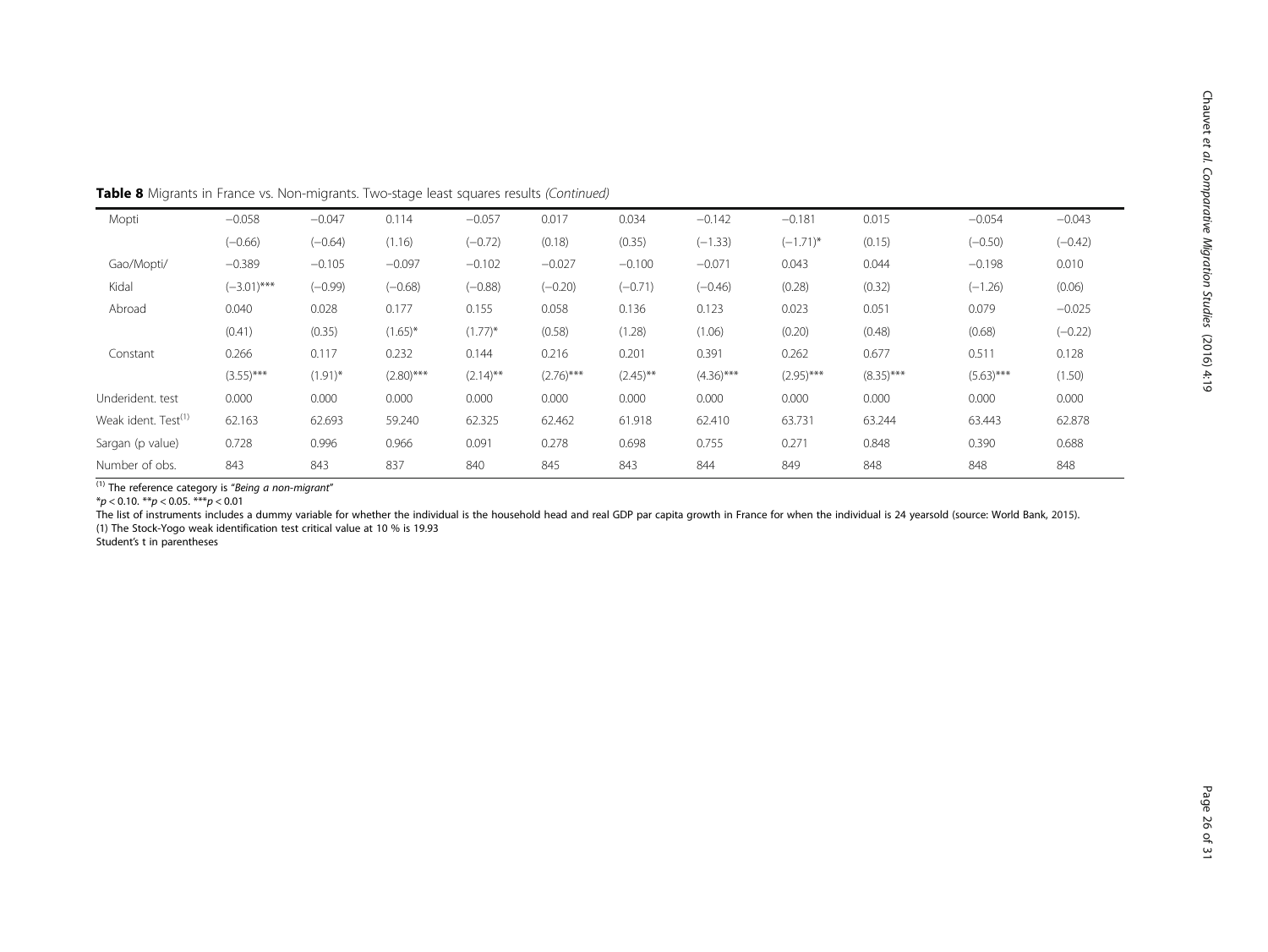**Table 8** Migrants in France vs. Non-migrants. Two-stage least squares results *(Continued)*

| | | | | | | | | | | | |
|---|---|---|---|---|---|---|---|---|---|---|---|
| Mopti | −0.058 | −0.047 | 0.114 | −0.057 | 0.017 | 0.034 | −0.142 | −0.181 | 0.015 | −0.054 | −0.043 |
| | (−0.66) | (−0.64) | (1.16) | (−0.72) | (0.18) | (0.35) | (−1.33) | (−1.71)* | (0.15) | (−0.50) | (−0.42) |
| Gao/Mopti/ | −0.389 | −0.105 | −0.097 | −0.102 | −0.027 | −0.100 | −0.071 | 0.043 | 0.044 | −0.198 | 0.010 |
| Kidal | (−3.01)*** | (−0.99) | (−0.68) | (−0.88) | (−0.20) | (−0.71) | (−0.46) | (0.28) | (0.32) | (−1.26) | (0.06) |
| Abroad | 0.040 | 0.028 | 0.177 | 0.155 | 0.058 | 0.136 | 0.123 | 0.023 | 0.051 | 0.079 | −0.025 |
| | (0.41) | (0.35) | (1.65)* | (1.77)* | (0.58) | (1.28) | (1.06) | (0.20) | (0.48) | (0.68) | (−0.22) |
| Constant | 0.266 | 0.117 | 0.232 | 0.144 | 0.216 | 0.201 | 0.391 | 0.262 | 0.677 | 0.511 | 0.128 |
| | (3.55)*** | (1.91)* | (2.80)*** | (2.14)** | (2.76)*** | (2.45)** | (4.36)*** | (2.95)*** | (8.35)*** | (5.63)*** | (1.50) |
| Underident. test | 0.000 | 0.000 | 0.000 | 0.000 | 0.000 | 0.000 | 0.000 | 0.000 | 0.000 | 0.000 | 0.000 |
| Weak ident. Test(1) | 62.163 | 62.693 | 59.240 | 62.325 | 62.462 | 61.918 | 62.410 | 63.731 | 63.244 | 63.443 | 62.878 |
| Sargan (p value) | 0.728 | 0.996 | 0.966 | 0.091 | 0.278 | 0.698 | 0.755 | 0.271 | 0.848 | 0.390 | 0.688 |
| Number of obs. | 843 | 843 | 837 | 840 | 845 | 843 | 844 | 849 | 848 | 848 | 848 |

(1) The reference category is "*Being a non-migrant*"

*$p < 0.10$. **$p < 0.05$. ***$p < 0.01$

The list of instruments includes a dummy variable for whether the individual is the household head and real GDP par capita growth in France for when the individual is 24 yearsold (source: World Bank, 2015).

(1) The Stock-Yogo weak identification test critical value at 10 % is 19.93

Student's t in parentheses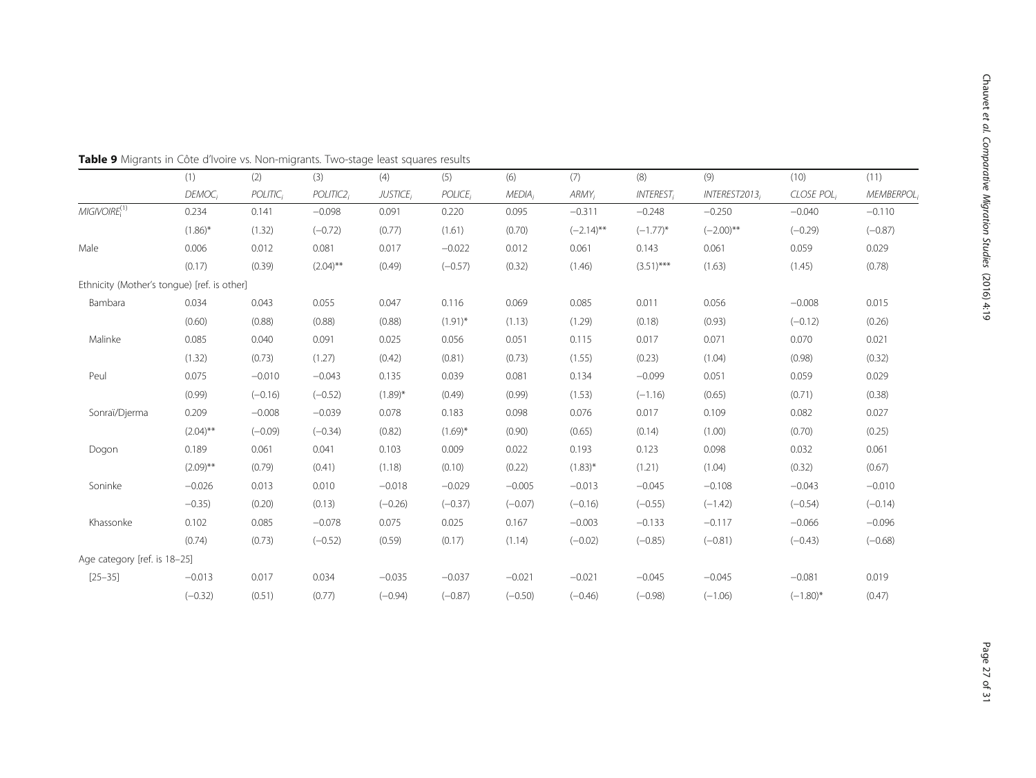**Table 9** Migrants in Côte d'Ivoire vs. Non-migrants. Two-stage least squares results

| | (1) | (2) | (3) | (4) | (5) | (6) | (7) | (8) | (9) | (10) | (11) |
|---|---|---|---|---|---|---|---|---|---|---|---|
| | $DEMOC_i$ | $POLITIC_i$ | $POLITIC2_i$ | $JUSTICE_i$ | $POLICE_i$ | $MEDIA_i$ | $ARMY_i$ | $INTEREST_i$ | $INTEREST2013_i$ | $CLOSE\ POL_i$ | $MEMBERPOL_i$ |
| $MIGIVOIRE_i^{(1)}$ | 0.234 | 0.141 | −0.098 | 0.091 | 0.220 | 0.095 | −0.311 | −0.248 | −0.250 | −0.040 | −0.110 |
| | (1.86)* | (1.32) | (−0.72) | (0.77) | (1.61) | (0.70) | (−2.14)** | (−1.77)* | (−2.00)** | (−0.29) | (−0.87) |
| Male | 0.006 | 0.012 | 0.081 | 0.017 | −0.022 | 0.012 | 0.061 | 0.143 | 0.061 | 0.059 | 0.029 |
| | (0.17) | (0.39) | (2.04)** | (0.49) | (−0.57) | (0.32) | (1.46) | (3.51)*** | (1.63) | (1.45) | (0.78) |
| Ethnicity (Mother's tongue) [ref. is other] | | | | | | | | | | | |
| Bambara | 0.034 | 0.043 | 0.055 | 0.047 | 0.116 | 0.069 | 0.085 | 0.011 | 0.056 | −0.008 | 0.015 |
| | (0.60) | (0.88) | (0.88) | (0.88) | (1.91)* | (1.13) | (1.29) | (0.18) | (0.93) | (−0.12) | (0.26) |
| Malinke | 0.085 | 0.040 | 0.091 | 0.025 | 0.056 | 0.051 | 0.115 | 0.017 | 0.071 | 0.070 | 0.021 |
| | (1.32) | (0.73) | (1.27) | (0.42) | (0.81) | (0.73) | (1.55) | (0.23) | (1.04) | (0.98) | (0.32) |
| Peul | 0.075 | −0.010 | −0.043 | 0.135 | 0.039 | 0.081 | 0.134 | −0.099 | 0.051 | 0.059 | 0.029 |
| | (0.99) | (−0.16) | (−0.52) | (1.89)* | (0.49) | (0.99) | (1.53) | (−1.16) | (0.65) | (0.71) | (0.38) |
| Sonraï/Djerma | 0.209 | −0.008 | −0.039 | 0.078 | 0.183 | 0.098 | 0.076 | 0.017 | 0.109 | 0.082 | 0.027 |
| | (2.04)** | (−0.09) | (−0.34) | (0.82) | (1.69)* | (0.90) | (0.65) | (0.14) | (1.00) | (0.70) | (0.25) |
| Dogon | 0.189 | 0.061 | 0.041 | 0.103 | 0.009 | 0.022 | 0.193 | 0.123 | 0.098 | 0.032 | 0.061 |
| | (2.09)** | (0.79) | (0.41) | (1.18) | (0.10) | (0.22) | (1.83)* | (1.21) | (1.04) | (0.32) | (0.67) |
| Soninke | −0.026 | 0.013 | 0.010 | −0.018 | −0.029 | −0.005 | −0.013 | −0.045 | −0.108 | −0.043 | −0.010 |
| | −0.35) | (0.20) | (0.13) | (−0.26) | (−0.37) | (−0.07) | (−0.16) | (−0.55) | (−1.42) | (−0.54) | (−0.14) |
| Khassonke | 0.102 | 0.085 | −0.078 | 0.075 | 0.025 | 0.167 | −0.003 | −0.133 | −0.117 | −0.066 | −0.096 |
| | (0.74) | (0.73) | (−0.52) | (0.59) | (0.17) | (1.14) | (−0.02) | (−0.85) | (−0.81) | (−0.43) | (−0.68) |
| Age category [ref. is 18–25] | | | | | | | | | | | |
| [25–35] | −0.013 | 0.017 | 0.034 | −0.035 | −0.037 | −0.021 | −0.021 | −0.045 | −0.045 | −0.081 | 0.019 |
| | (−0.32) | (0.51) | (0.77) | (−0.94) | (−0.87) | (−0.50) | (−0.46) | (−0.98) | (−1.06) | (−1.80)* | (0.47) |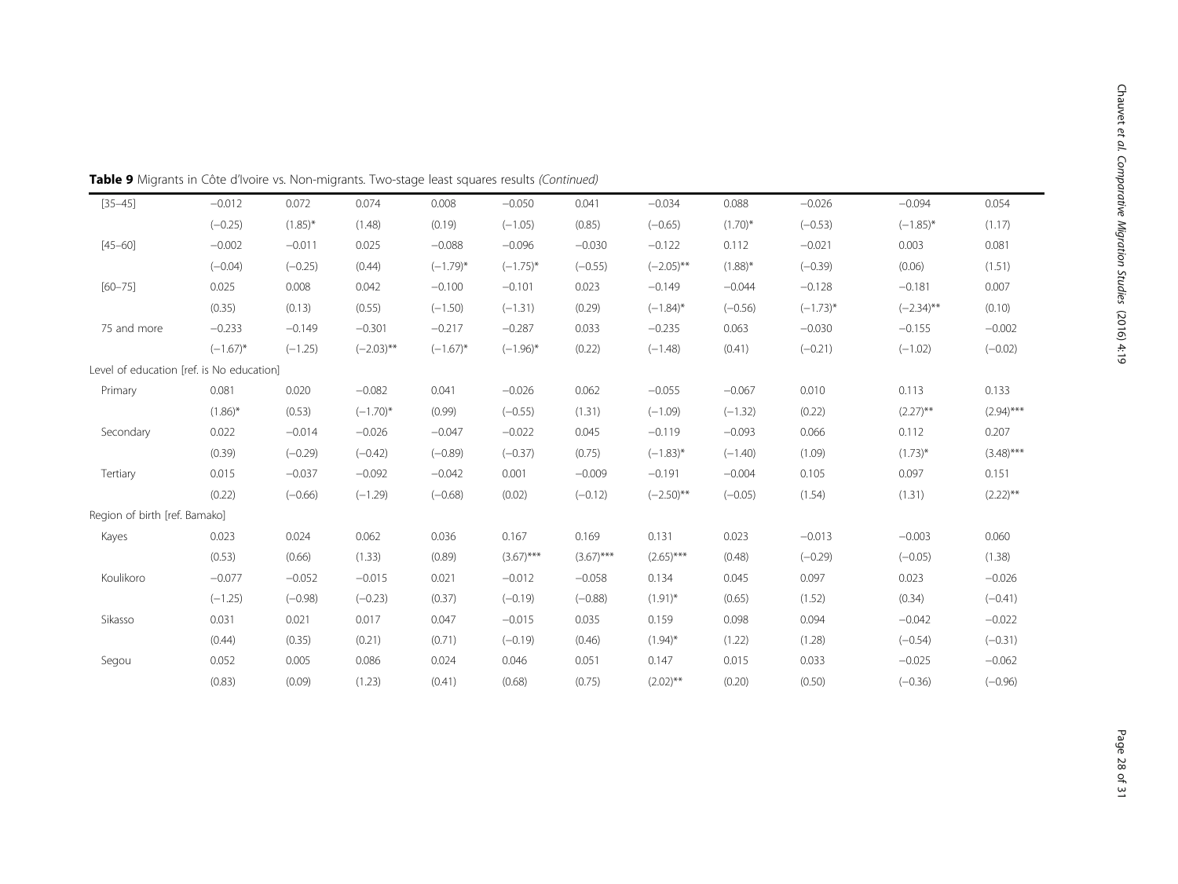**Table 9** Migrants in Côte d'Ivoire vs. Non-migrants. Two-stage least squares results *(Continued)*

| | | | | | | | | | | | |
|---|---|---|---|---|---|---|---|---|---|---|---|
| [35–45] | −0.012 | 0.072 | 0.074 | 0.008 | −0.050 | 0.041 | −0.034 | 0.088 | −0.026 | −0.094 | 0.054 |
| | (−0.25) | (1.85)* | (1.48) | (0.19) | (−1.05) | (0.85) | (−0.65) | (1.70)* | (−0.53) | (−1.85)* | (1.17) |
| [45–60] | −0.002 | −0.011 | 0.025 | −0.088 | −0.096 | −0.030 | −0.122 | 0.112 | −0.021 | 0.003 | 0.081 |
| | (−0.04) | (−0.25) | (0.44) | (−1.79)* | (−1.75)* | (−0.55) | (−2.05)** | (1.88)* | (−0.39) | (0.06) | (1.51) |
| [60–75] | 0.025 | 0.008 | 0.042 | −0.100 | −0.101 | 0.023 | −0.149 | −0.044 | −0.128 | −0.181 | 0.007 |
| | (0.35) | (0.13) | (0.55) | (−1.50) | (−1.31) | (0.29) | (−1.84)* | (−0.56) | (−1.73)* | (−2.34)** | (0.10) |
| 75 and more | −0.233 | −0.149 | −0.301 | −0.217 | −0.287 | 0.033 | −0.235 | 0.063 | −0.030 | −0.155 | −0.002 |
| | (−1.67)* | (−1.25) | (−2.03)** | (−1.67)* | (−1.96)* | (0.22) | (−1.48) | (0.41) | (−0.21) | (−1.02) | (−0.02) |
| Level of education [ref. is No education] | | | | | | | | | | | |
| Primary | 0.081 | 0.020 | −0.082 | 0.041 | −0.026 | 0.062 | −0.055 | −0.067 | 0.010 | 0.113 | 0.133 |
| | (1.86)* | (0.53) | (−1.70)* | (0.99) | (−0.55) | (1.31) | (−1.09) | (−1.32) | (0.22) | (2.27)** | (2.94)*** |
| Secondary | 0.022 | −0.014 | −0.026 | −0.047 | −0.022 | 0.045 | −0.119 | −0.093 | 0.066 | 0.112 | 0.207 |
| | (0.39) | (−0.29) | (−0.42) | (−0.89) | (−0.37) | (0.75) | (−1.83)* | (−1.40) | (1.09) | (1.73)* | (3.48)*** |
| Tertiary | 0.015 | −0.037 | −0.092 | −0.042 | 0.001 | −0.009 | −0.191 | −0.004 | 0.105 | 0.097 | 0.151 |
| | (0.22) | (−0.66) | (−1.29) | (−0.68) | (0.02) | (−0.12) | (−2.50)** | (−0.05) | (1.54) | (1.31) | (2.22)** |
| Region of birth [ref. Bamako] | | | | | | | | | | | |
| Kayes | 0.023 | 0.024 | 0.062 | 0.036 | 0.167 | 0.169 | 0.131 | 0.023 | −0.013 | −0.003 | 0.060 |
| | (0.53) | (0.66) | (1.33) | (0.89) | (3.67)*** | (3.67)*** | (2.65)*** | (0.48) | (−0.29) | (−0.05) | (1.38) |
| Koulikoro | −0.077 | −0.052 | −0.015 | 0.021 | −0.012 | −0.058 | 0.134 | 0.045 | 0.097 | 0.023 | −0.026 |
| | (−1.25) | (−0.98) | (−0.23) | (0.37) | (−0.19) | (−0.88) | (1.91)* | (0.65) | (1.52) | (0.34) | (−0.41) |
| Sikasso | 0.031 | 0.021 | 0.017 | 0.047 | −0.015 | 0.035 | 0.159 | 0.098 | 0.094 | −0.042 | −0.022 |
| | (0.44) | (0.35) | (0.21) | (0.71) | (−0.19) | (0.46) | (1.94)* | (1.22) | (1.28) | (−0.54) | (−0.31) |
| Segou | 0.052 | 0.005 | 0.086 | 0.024 | 0.046 | 0.051 | 0.147 | 0.015 | 0.033 | −0.025 | −0.062 |
| | (0.83) | (0.09) | (1.23) | (0.41) | (0.68) | (0.75) | (2.02)** | (0.20) | (0.50) | (−0.36) | (−0.96) |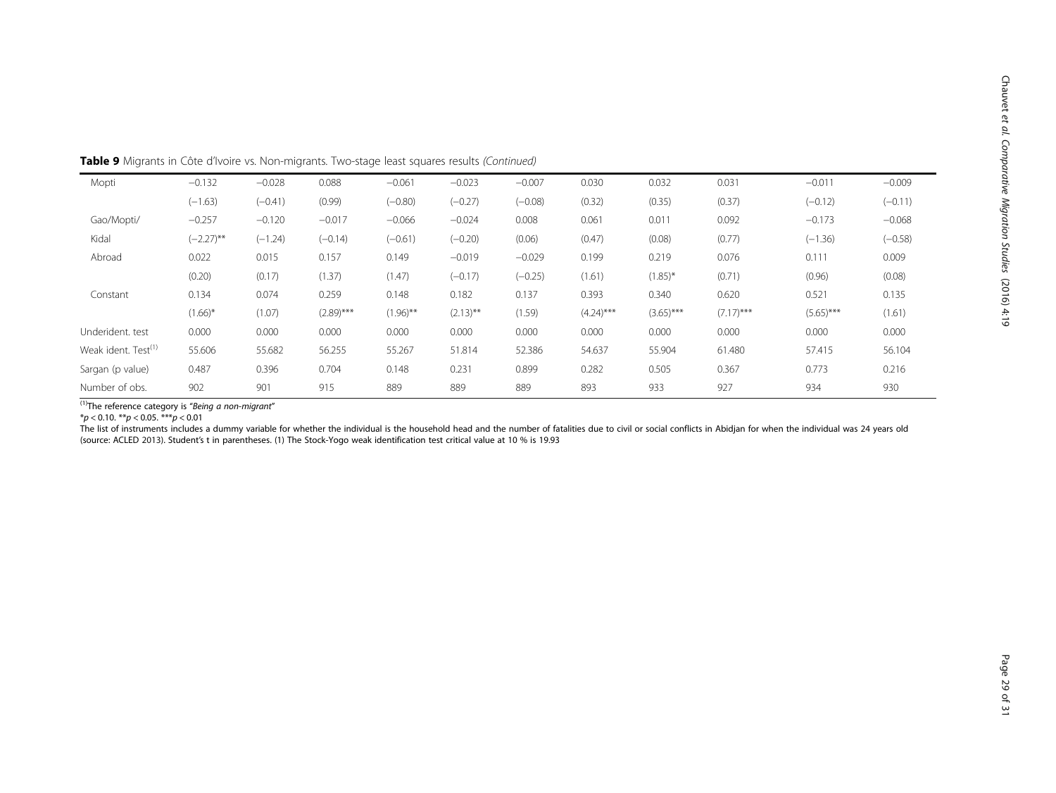**Table 9** Migrants in Côte d'Ivoire vs. Non-migrants. Two-stage least squares results *(Continued)*

| | | | | | | | | | | | |
|---|---|---|---|---|---|---|---|---|---|---|---|
| Mopti | −0.132 | −0.028 | 0.088 | −0.061 | −0.023 | −0.007 | 0.030 | 0.032 | 0.031 | −0.011 | −0.009 |
| | (−1.63) | (−0.41) | (0.99) | (−0.80) | (−0.27) | (−0.08) | (0.32) | (0.35) | (0.37) | (−0.12) | (−0.11) |
| Gao/Mopti/ | −0.257 | −0.120 | −0.017 | −0.066 | −0.024 | 0.008 | 0.061 | 0.011 | 0.092 | −0.173 | −0.068 |
| Kidal | (−2.27)** | (−1.24) | (−0.14) | (−0.61) | (−0.20) | (0.06) | (0.47) | (0.08) | (0.77) | (−1.36) | (−0.58) |
| Abroad | 0.022 | 0.015 | 0.157 | 0.149 | −0.019 | −0.029 | 0.199 | 0.219 | 0.076 | 0.111 | 0.009 |
| | (0.20) | (0.17) | (1.37) | (1.47) | (−0.17) | (−0.25) | (1.61) | (1.85)* | (0.71) | (0.96) | (0.08) |
| Constant | 0.134 | 0.074 | 0.259 | 0.148 | 0.182 | 0.137 | 0.393 | 0.340 | 0.620 | 0.521 | 0.135 |
| | (1.66)* | (1.07) | (2.89)*** | (1.96)** | (2.13)** | (1.59) | (4.24)*** | (3.65)*** | (7.17)*** | (5.65)*** | (1.61) |
| Underident. test | 0.000 | 0.000 | 0.000 | 0.000 | 0.000 | 0.000 | 0.000 | 0.000 | 0.000 | 0.000 | 0.000 |
| Weak ident. Test[(1)] | 55.606 | 55.682 | 56.255 | 55.267 | 51.814 | 52.386 | 54.637 | 55.904 | 61.480 | 57.415 | 56.104 |
| Sargan (p value) | 0.487 | 0.396 | 0.704 | 0.148 | 0.231 | 0.899 | 0.282 | 0.505 | 0.367 | 0.773 | 0.216 |
| Number of obs. | 902 | 901 | 915 | 889 | 889 | 889 | 893 | 933 | 927 | 934 | 930 |

[(1)]The reference category is "*Being a non-migrant*"

*$p < 0.10$. **$p < 0.05$. ***$p < 0.01$

The list of instruments includes a dummy variable for whether the individual is the household head and the number of fatalities due to civil or social conflicts in Abidjan for when the individual was 24 years old (source: ACLED 2013). Student's t in parentheses. (1) The Stock-Yogo weak identification test critical value at 10 % is 19.93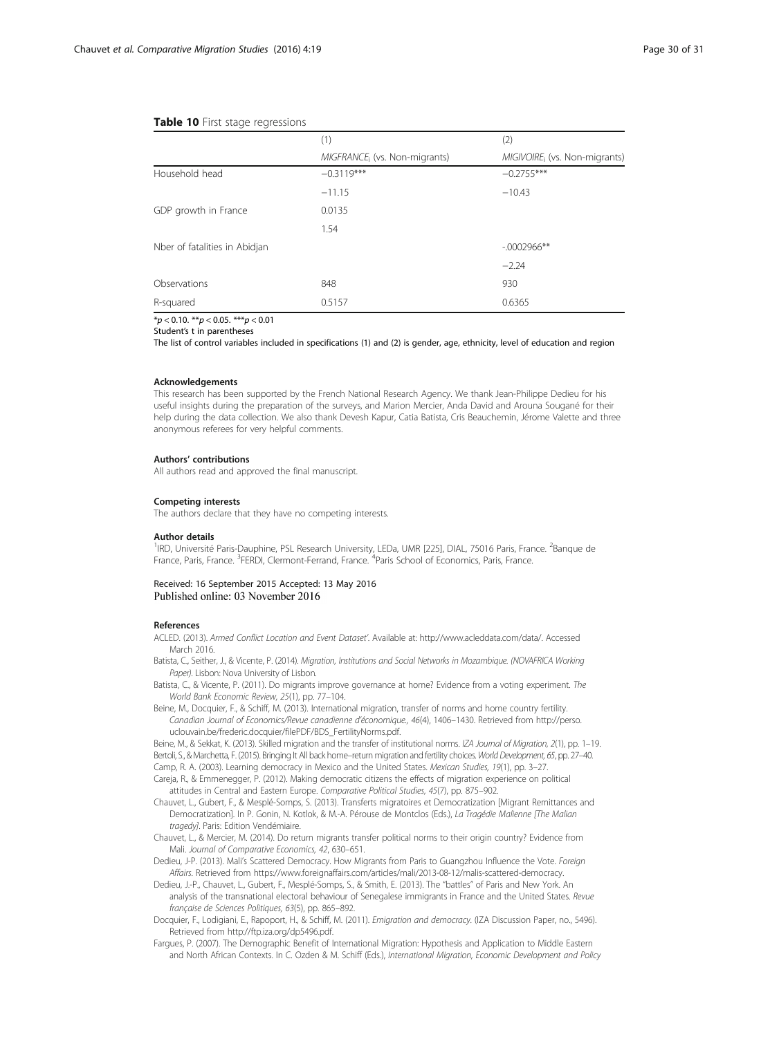**Table 10** First stage regressions

| | (1) | (2) |
|---|---|---|
| | $MIGFRANCE_i$ (vs. Non-migrants) | $MIGIVOIRE_i$ (vs. Non-migrants) |
| Household head | −0.3119*** | −0.2755*** |
| | −11.15 | −10.43 |
| GDP growth in France | 0.0135 | |
| | 1.54 | |
| Nber of fatalities in Abidjan | | -.0002966** |
| | | −2.24 |
| Observations | 848 | 930 |
| R-squared | 0.5157 | 0.6365 |

*$p < 0.10$. **$p < 0.05$. ***$p < 0.01$

Student's t in parentheses

The list of control variables included in specifications (1) and (2) is gender, age, ethnicity, level of education and region

#### Acknowledgements

This research has been supported by the French National Research Agency. We thank Jean-Philippe Dedieu for his useful insights during the preparation of the surveys, and Marion Mercier, Anda David and Arouna Sougané for their help during the data collection. We also thank Devesh Kapur, Catia Batista, Cris Beauchemin, Jérome Valette and three anonymous referees for very helpful comments.

#### Authors' contributions

All authors read and approved the final manuscript.

#### Competing interests

The authors declare that they have no competing interests.

#### Author details

[1]IRD, Université Paris-Dauphine, PSL Research University, LEDa, UMR [225], DIAL, 75016 Paris, France. [2]Banque de France, Paris, France. [3]FERDI, Clermont-Ferrand, France. [4]Paris School of Economics, Paris, France.

Received: 16 September 2015 Accepted: 13 May 2016
Published online: 03 November 2016

#### References

ACLED. (2013). *Armed Conflict Location and Event Dataset'*. Available at: http://www.acleddata.com/data/. Accessed March 2016.

Batista, C., Seither, J., & Vicente, P. (2014). *Migration, Institutions and Social Networks in Mozambique. (NOVAFRICA Working Paper)*. Lisbon: Nova University of Lisbon.

Batista, C., & Vicente, P. (2011). Do migrants improve governance at home? Evidence from a voting experiment. *The World Bank Economic Review, 25*(1), pp. 77–104.

Beine, M., Docquier, F., & Schiff, M. (2013). International migration, transfer of norms and home country fertility. *Canadian Journal of Economics/Revue canadienne d'économique., 46*(4), 1406–1430. Retrieved from http://perso.uclouvain.be/frederic.docquier/filePDF/BDS_FertilityNorms.pdf.

Beine, M., & Sekkat, K. (2013). Skilled migration and the transfer of institutional norms. *IZA Journal of Migration, 2*(1), pp. 1–19.

Bertoli, S., & Marchetta, F. (2015). Bringing It All back home–return migration and fertility choices. *World Development, 65*, pp. 27–40.

Camp, R. A. (2003). Learning democracy in Mexico and the United States. *Mexican Studies, 19*(1), pp. 3–27.

Careja, R., & Emmenegger, P. (2012). Making democratic citizens the effects of migration experience on political attitudes in Central and Eastern Europe. *Comparative Political Studies, 45*(7), pp. 875–902.

Chauvet, L., Gubert, F., & Mesplé-Somps, S. (2013). Transferts migratoires et Democratization [Migrant Remittances and Democratization]. In P. Gonin, N. Kotlok, & M.-A. Pérouse de Montclos (Eds.), *La Tragédie Malienne [The Malian tragedy]*. Paris: Edition Vendémiaire.

Chauvet, L., & Mercier, M. (2014). Do return migrants transfer political norms to their origin country? Evidence from Mali. *Journal of Comparative Economics, 42*, 630–651.

Dedieu, J-P. (2013). Mali's Scattered Democracy. How Migrants from Paris to Guangzhou Influence the Vote. *Foreign Affairs*. Retrieved from https://www.foreignaffairs.com/articles/mali/2013-08-12/malis-scattered-democracy.

Dedieu, J.-P., Chauvet, L., Gubert, F., Mesplé-Somps, S., & Smith, E. (2013). The "battles" of Paris and New York. An analysis of the transnational electoral behaviour of Senegalese immigrants in France and the United States. *Revue française de Sciences Politiques, 63*(5), pp. 865–892.

Docquier, F., Lodigiani, E., Rapoport, H., & Schiff, M. (2011). *Emigration and democracy*. (IZA Discussion Paper, no., 5496). Retrieved from http://ftp.iza.org/dp5496.pdf.

Fargues, P. (2007). The Demographic Benefit of International Migration: Hypothesis and Application to Middle Eastern and North African Contexts. In C. Ozden & M. Schiff (Eds.), *International Migration, Economic Development and Policy*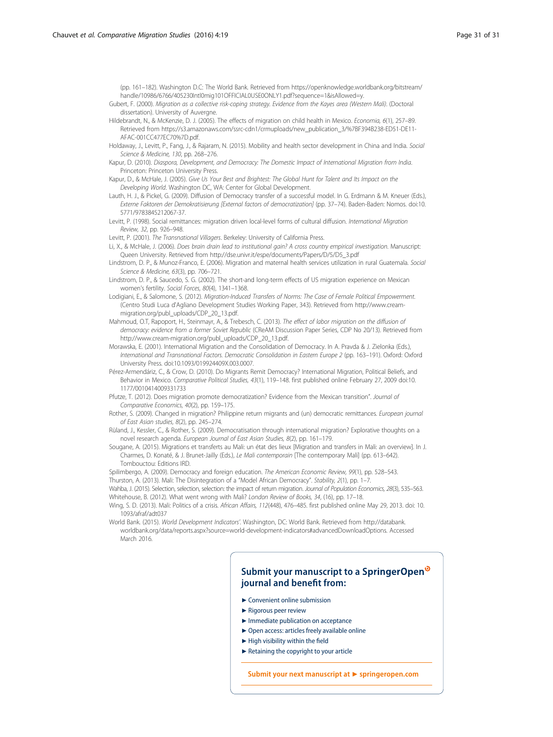(pp. 161–182). Washington D.C: The World Bank. Retrieved from https://openknowledge.worldbank.org/bitstream/handle/10986/6766/405230Intl0mig101OFFICIAL0USE0ONLY1.pdf?sequence=1&isAllowed=y.

Gubert, F. (2000). *Migration as a collective risk-coping strategy. Evidence from the Kayes area (Western Mali)*. (Doctoral dissertation). University of Auvergne.

Hildebrandt, N., & McKenzie, D. J. (2005). The effects of migration on child health in Mexico. *Economia, 6*(1), 257–89. Retrieved from https://s3.amazonaws.com/ssrc-cdn1/crmuploads/new_publication_3/%7BF394B238-ED51-DE11-AFAC-001CC477EC70%7D.pdf.

Holdaway, J., Levitt, P., Fang, J., & Rajaram, N. (2015). Mobility and health sector development in China and India. *Social Science & Medicine, 130*, pp. 268–276.

Kapur, D. (2010). *Diaspora, Development, and Democracy: The Domestic Impact of International Migration from India*. Princeton: Princeton University Press.

Kapur, D., & McHale, J. (2005). *Give Us Your Best and Brightest: The Global Hunt for Talent and Its Impact on the Developing World*. Washington DC, WA: Center for Global Development.

Lauth, H. J., & Pickel, G. (2009). Diffusion of Democracy transfer of a successful model. In G. Erdmann & M. Kneuer (Eds.), *Externe Faktoren der Demokratisierung [External factors of democratization]* (pp. 37–74). Baden-Baden: Nomos. doi:10.5771/9783845212067-37.

Levitt, P. (1998). Social remittances: migration driven local-level forms of cultural diffusion. *International Migration Review, 32*, pp. 926–948.

Levitt, P. (2001). *The Transnational Villagers*. Berkeley: University of California Press.

Li, X., & McHale, J. (2006). *Does brain drain lead to institutional gain? A cross country empirical investigation*. Manuscript: Queen University. Retrieved from http://dse.univr.it/espe/documents/Papers/D/5/D5_3.pdf

Lindstrom, D. P., & Munoz-Franco, E. (2006). Migration and maternal health services utilization in rural Guatemala. *Social Science & Medicine, 63*(3), pp. 706–721.

Lindstrom, D. P., & Saucedo, S. G. (2002). The short-and long-term effects of US migration experience on Mexican women's fertility. *Social Forces, 80*(4), 1341–1368.

Lodigiani, E., & Salomone, S. (2012). *Migration-Induced Transfers of Norms: The Case of Female Political Empowerment*. (Centro Studi Luca d'Agliano Development Studies Working Paper, 343). Retrieved from http://www.cream-migration.org/publ_uploads/CDP_20_13.pdf.

Mahmoud, O.T, Rapoport, H., Steinmayr, A., & Trebesch, C. (2013). *The effect of labor migration on the diffusion of democracy: evidence from a former Soviet Republic* (CReAM Discussion Paper Series, CDP No 20/13). Retrieved from http://www.cream-migration.org/publ_uploads/CDP_20_13.pdf.

Morawska, E. (2001). International Migration and the Consolidation of Democracy. In A. Pravda & J. Zielonka (Eds.), *International and Transnational Factors. Democratic Consolidation in Eastern Europe 2* (pp. 163–191). Oxford: Oxford University Press. doi:10.1093/019924409X.003.0007.

Pérez-Armendáriz, C., & Crow, D. (2010). Do Migrants Remit Democracy? International Migration, Political Beliefs, and Behavior in Mexico. *Comparative Political Studies, 43*(1), 119–148. first published online February 27, 2009 doi:10.1177/0010414009331733

Pfutze, T. (2012). Does migration promote democratization? Evidence from the Mexican transition". *Journal of Comparative Economics, 40*(2), pp. 159–175.

Rother, S. (2009). Changed in migration? Philippine return migrants and (un) democratic remittances. *European journal of East Asian studies, 8*(2), pp. 245–274.

Rüland, J., Kessler, C., & Rother, S. (2009). Democratisation through international migration? Explorative thoughts on a novel research agenda. *European Journal of East Asian Studies, 8*(2), pp. 161–179.

Sougane, A. (2015). Migrations et transferts au Mali: un état des lieux [Migration and transfers in Mali: an overview]. In J. Charmes, D. Konaté, & J. Brunet-Jailly (Eds.), *Le Mali contemporain* [The contemporary Mali] (pp. 613–642). Tombouctou: Editions IRD.

Spilimbergo, A. (2009). Democracy and foreign education. *The American Economic Review, 99*(1), pp. 528–543.

Thurston, A. (2013). Mali: The Disintegration of a "Model African Democracy". *Stability, 2*(1), pp. 1–7.

Wahba, J. (2015). Selection, selection, selection: the impact of return migration. *Journal of Population Economics, 28*(3), 535–563.

Whitehouse, B. (2012). What went wrong with Mali? *London Review of Books, 34*, (16), pp. 17–18.

Wing, S. D. (2013). Mali: Politics of a crisis. *African Affairs, 112*(448), 476–485. first published online May 29, 2013. doi: 10.1093/afraf/adt037

World Bank. (2015). *World Development Indicators'*. Washington, DC: World Bank. Retrieved from http://databank.worldbank.org/data/reports.aspx?source=world-development-indicators#advancedDownloadOptions. Accessed March 2016.

**Submit your manuscript to a SpringerOpen journal and benefit from:**

- ► Convenient online submission
- ► Rigorous peer review
- ► Immediate publication on acceptance
- ► Open access: articles freely available online
- ► High visibility within the field
- ► Retaining the copyright to your article

**Submit your next manuscript at ► springeropen.com**